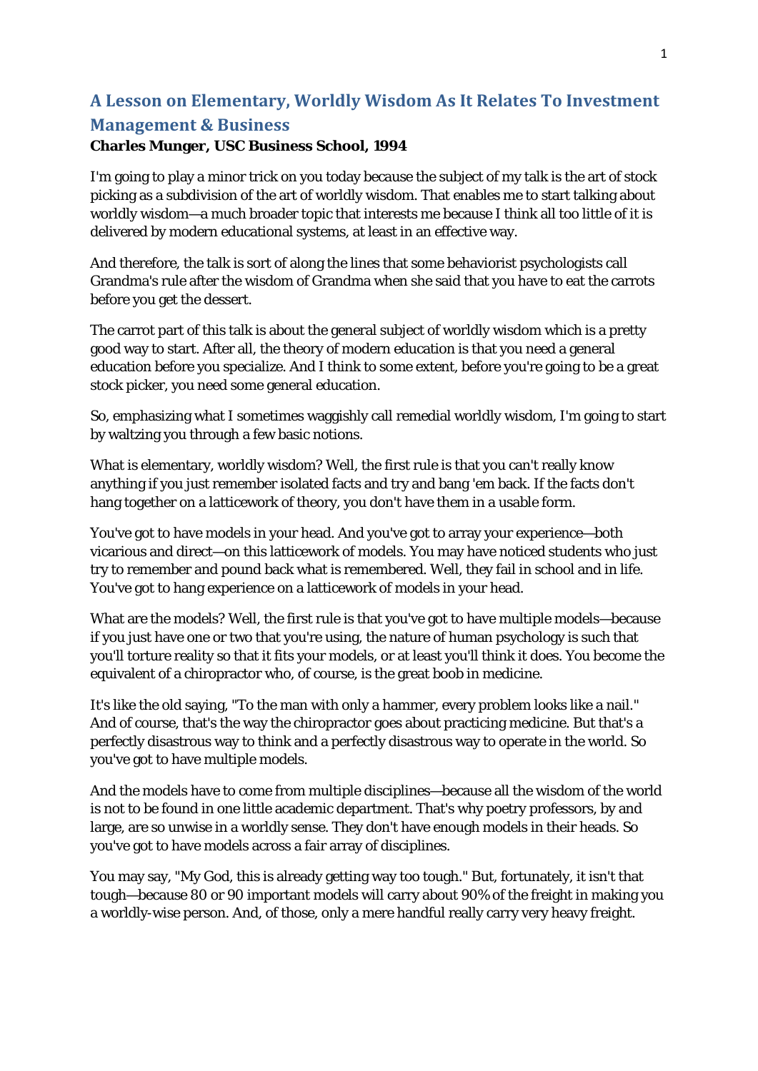# A Lesson on Elementary, Worldly Wisdom As It Relates To Investment Management & Business

**Charles Munger, USC Business School, 1994**

I'm going to play a minor trick on you today because the subject of my talk is the art of stock picking as a subdivision of the art of worldly wisdom. That enables me to start talking about worldly wisdom—a much broader topic that interests me because I think all too little of it is delivered by modern educational systems, at least in an effective way.

And therefore, the talk is sort of along the lines that some behaviorist psychologists call Grandma's rule after the wisdom of Grandma when she said that you have to eat the carrots before you get the dessert.

The carrot part of this talk is about the general subject of worldly wisdom which is a pretty good way to start. After all, the theory of modern education is that you need a general education before you specialize. And I think to some extent, before you're going to be a great stock picker, you need some general education.

So, emphasizing what I sometimes waggishly call remedial worldly wisdom, I'm going to start by waltzing you through a few basic notions.

What is elementary, worldly wisdom? Well, the first rule is that you can't really know anything if you just remember isolated facts and try and bang 'em back. If the facts don't hang together on a latticework of theory, you don't have them in a usable form.

You've got to have models in your head. And you've got to array your experience—both vicarious and direct—on this latticework of models. You may have noticed students who just try to remember and pound back what is remembered. Well, they fail in school and in life. You've got to hang experience on a latticework of models in your head.

What are the models? Well, the first rule is that you've got to have multiple models—because if you just have one or two that you're using, the nature of human psychology is such that you'll torture reality so that it fits your models, or at least you'll think it does. You become the equivalent of a chiropractor who, of course, is the great boob in medicine.

It's like the old saying, "To the man with only a hammer, every problem looks like a nail." And of course, that's the way the chiropractor goes about practicing medicine. But that's a perfectly disastrous way to think and a perfectly disastrous way to operate in the world. So you've got to have multiple models.

And the models have to come from multiple disciplines—because all the wisdom of the world is not to be found in one little academic department. That's why poetry professors, by and large, are so unwise in a worldly sense. They don't have enough models in their heads. So you've got to have models across a fair array of disciplines.

You may say, "My God, this is already getting way too tough." But, fortunately, it isn't that tough—because 80 or 90 important models will carry about 90% of the freight in making you a worldly-wise person. And, of those, only a mere handful really carry very heavy freight.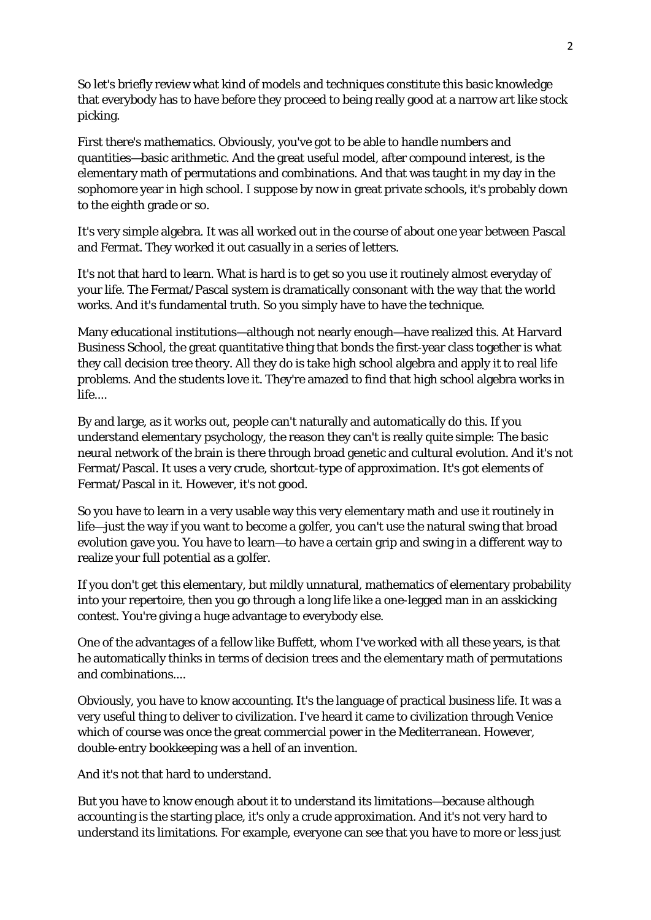So let's briefly review what kind of models and techniques constitute this basic knowledge that everybody has to have before they proceed to being really good at a narrow art like stock picking.

First there's mathematics. Obviously, you've got to be able to handle numbers and quantities—basic arithmetic. And the great useful model, after compound interest, is the elementary math of permutations and combinations. And that was taught in my day in the sophomore year in high school. I suppose by now in great private schools, it's probably down to the eighth grade or so.

It's very simple algebra. It was all worked out in the course of about one year between Pascal and Fermat. They worked it out casually in a series of letters.

It's not that hard to learn. What is hard is to get so you use it routinely almost everyday of your life. The Fermat/Pascal system is dramatically consonant with the way that the world works. And it's fundamental truth. So you simply have to have the technique.

Many educational institutions—although not nearly enough—have realized this. At Harvard Business School, the great quantitative thing that bonds the first-year class together is what they call decision tree theory. All they do is take high school algebra and apply it to real life problems. And the students love it. They're amazed to find that high school algebra works in life....

By and large, as it works out, people can't naturally and automatically do this. If you understand elementary psychology, the reason they can't is really quite simple: The basic neural network of the brain is there through broad genetic and cultural evolution. And it's not Fermat/Pascal. It uses a very crude, shortcut-type of approximation. It's got elements of Fermat/Pascal in it. However, it's not good.

So you have to learn in a very usable way this very elementary math and use it routinely in life—just the way if you want to become a golfer, you can't use the natural swing that broad evolution gave you. You have to learn—to have a certain grip and swing in a different way to realize your full potential as a golfer.

If you don't get this elementary, but mildly unnatural, mathematics of elementary probability into your repertoire, then you go through a long life like a one-legged man in an asskicking contest. You're giving a huge advantage to everybody else.

One of the advantages of a fellow like Buffett, whom I've worked with all these years, is that he automatically thinks in terms of decision trees and the elementary math of permutations and combinations....

Obviously, you have to know accounting. It's the language of practical business life. It was a very useful thing to deliver to civilization. I've heard it came to civilization through Venice which of course was once the great commercial power in the Mediterranean. However, double-entry bookkeeping was a hell of an invention.

And it's not that hard to understand.

But you have to know enough about it to understand its limitations—because although accounting is the starting place, it's only a crude approximation. And it's not very hard to understand its limitations. For example, everyone can see that you have to more or less just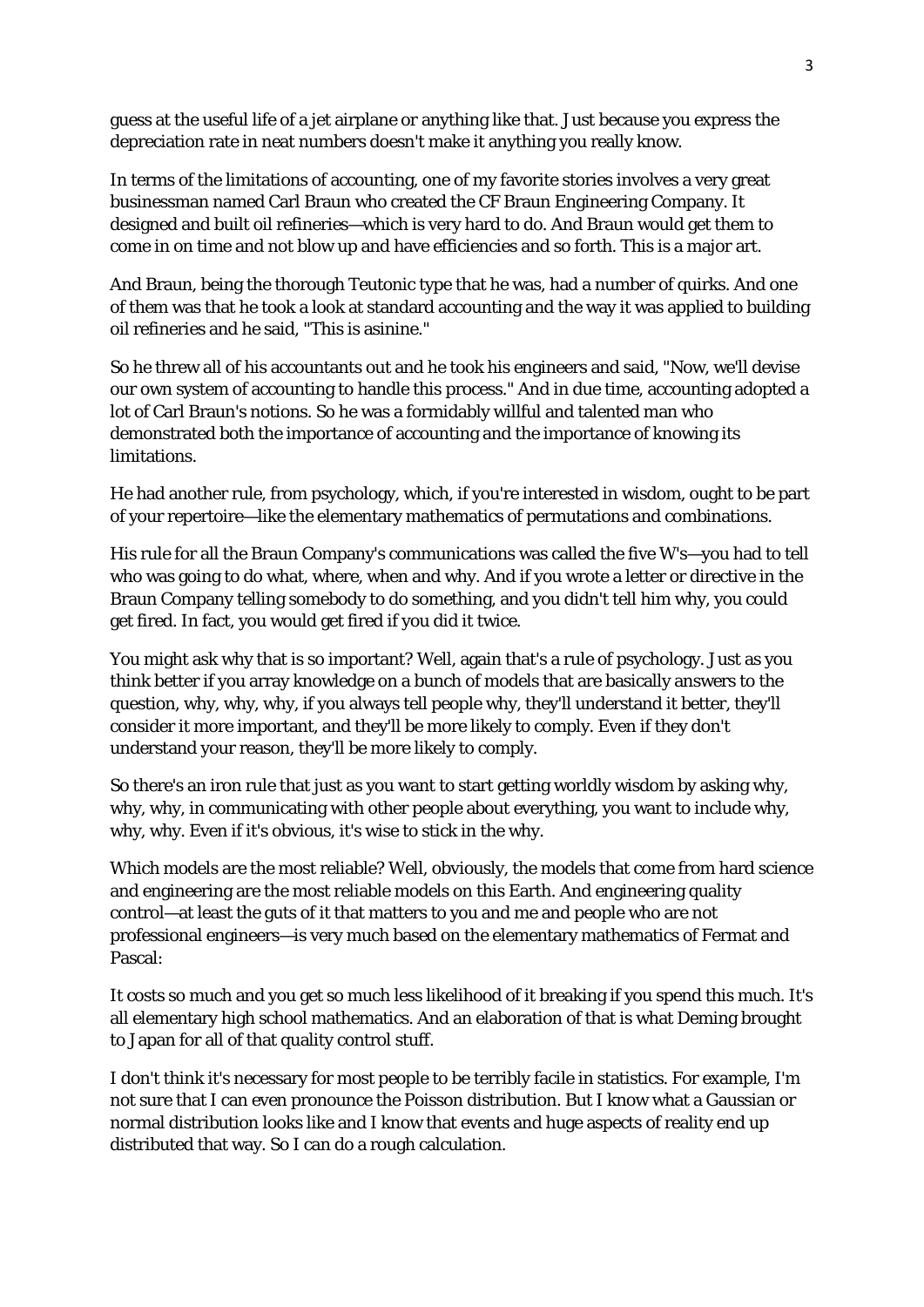guess at the useful life of a jet airplane or anything like that. Just because you express the depreciation rate in neat numbers doesn't make it anything you really know.

In terms of the limitations of accounting, one of my favorite stories involves a very great businessman named Carl Braun who created the CF Braun Engineering Company. It designed and built oil refineries—which is very hard to do. And Braun would get them to come in on time and not blow up and have efficiencies and so forth. This is a major art.

And Braun, being the thorough Teutonic type that he was, had a number of quirks. And one of them was that he took a look at standard accounting and the way it was applied to building oil refineries and he said, "This is asinine."

So he threw all of his accountants out and he took his engineers and said, "Now, we'll devise our own system of accounting to handle this process." And in due time, accounting adopted a lot of Carl Braun's notions. So he was a formidably willful and talented man who demonstrated both the importance of accounting and the importance of knowing its limitations.

He had another rule, from psychology, which, if you're interested in wisdom, ought to be part of your repertoire—like the elementary mathematics of permutations and combinations.

His rule for all the Braun Company's communications was called the five W's—you had to tell who was going to do what, where, when and why. And if you wrote a letter or directive in the Braun Company telling somebody to do something, and you didn't tell him why, you could get fired. In fact, you would get fired if you did it twice.

You might ask why that is so important? Well, again that's a rule of psychology. Just as you think better if you array knowledge on a bunch of models that are basically answers to the question, why, why, why, if you always tell people why, they'll understand it better, they'll consider it more important, and they'll be more likely to comply. Even if they don't understand your reason, they'll be more likely to comply.

So there's an iron rule that just as you want to start getting worldly wisdom by asking why, why, why, in communicating with other people about everything, you want to include why, why, why. Even if it's obvious, it's wise to stick in the why.

Which models are the most reliable? Well, obviously, the models that come from hard science and engineering are the most reliable models on this Earth. And engineering quality control—at least the guts of it that matters to you and me and people who are not professional engineers—is very much based on the elementary mathematics of Fermat and Pascal:

It costs so much and you get so much less likelihood of it breaking if you spend this much. It's all elementary high school mathematics. And an elaboration of that is what Deming brought to Japan for all of that quality control stuff.

I don't think it's necessary for most people to be terribly facile in statistics. For example, I'm not sure that I can even pronounce the Poisson distribution. But I know what a Gaussian or normal distribution looks like and I know that events and huge aspects of reality end up distributed that way. So I can do a rough calculation.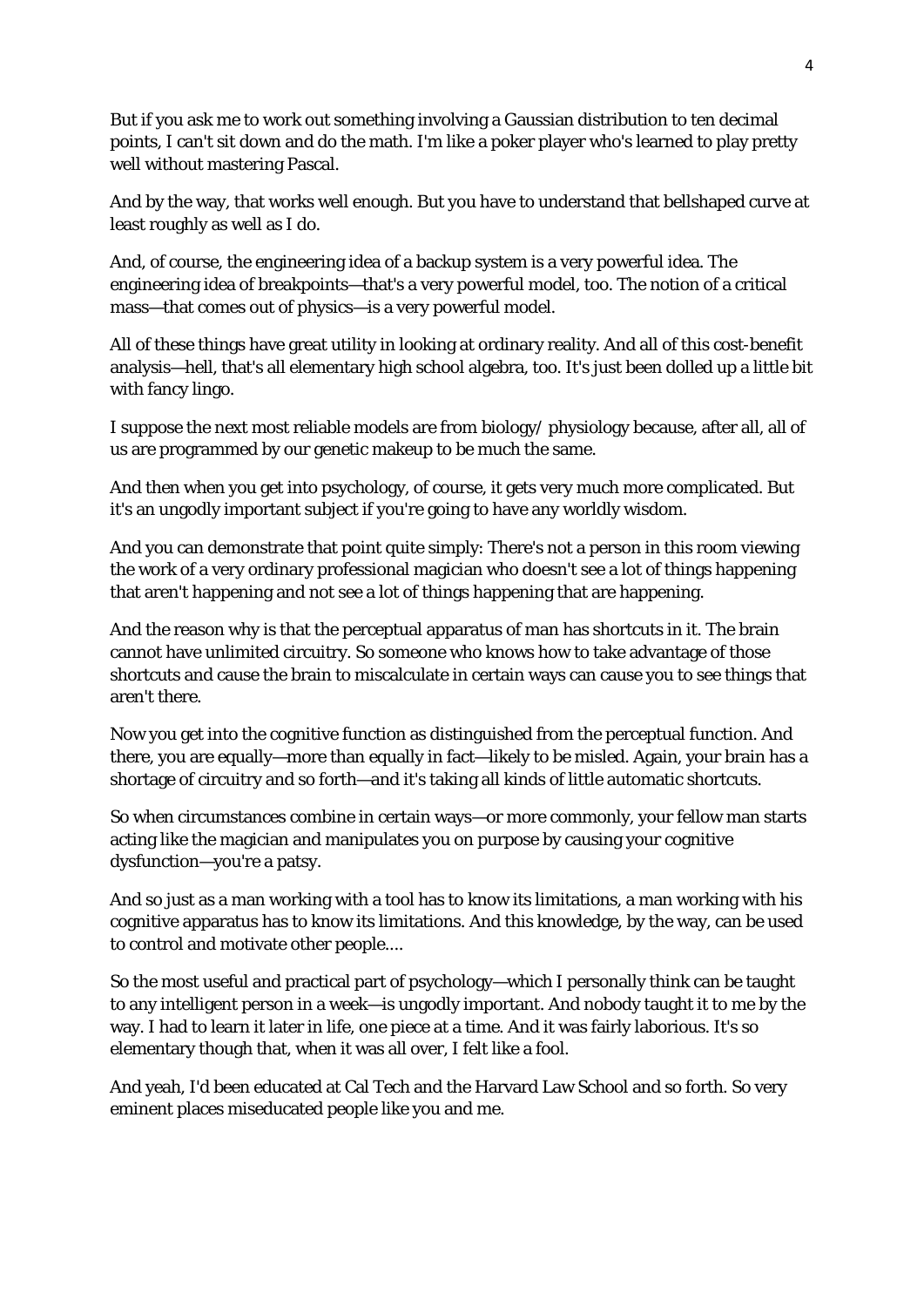But if you ask me to work out something involving a Gaussian distribution to ten decimal points, I can't sit down and do the math. I'm like a poker player who's learned to play pretty well without mastering Pascal.

And by the way, that works well enough. But you have to understand that bellshaped curve at least roughly as well as I do.

And, of course, the engineering idea of a backup system is a very powerful idea. The engineering idea of breakpoints—that's a very powerful model, too. The notion of a critical mass—that comes out of physics—is a very powerful model.

All of these things have great utility in looking at ordinary reality. And all of this cost-benefit analysis—hell, that's all elementary high school algebra, too. It's just been dolled up a little bit with fancy lingo.

I suppose the next most reliable models are from biology/ physiology because, after all, all of us are programmed by our genetic makeup to be much the same.

And then when you get into psychology, of course, it gets very much more complicated. But it's an ungodly important subject if you're going to have any worldly wisdom.

And you can demonstrate that point quite simply: There's not a person in this room viewing the work of a very ordinary professional magician who doesn't see a lot of things happening that aren't happening and not see a lot of things happening that are happening.

And the reason why is that the perceptual apparatus of man has shortcuts in it. The brain cannot have unlimited circuitry. So someone who knows how to take advantage of those shortcuts and cause the brain to miscalculate in certain ways can cause you to see things that aren't there.

Now you get into the cognitive function as distinguished from the perceptual function. And there, you are equally—more than equally in fact—likely to be misled. Again, your brain has a shortage of circuitry and so forth—and it's taking all kinds of little automatic shortcuts.

So when circumstances combine in certain ways—or more commonly, your fellow man starts acting like the magician and manipulates you on purpose by causing your cognitive dysfunction—you're a patsy.

And so just as a man working with a tool has to know its limitations, a man working with his cognitive apparatus has to know its limitations. And this knowledge, by the way, can be used to control and motivate other people....

So the most useful and practical part of psychology—which I personally think can be taught to any intelligent person in a week—is ungodly important. And nobody taught it to me by the way. I had to learn it later in life, one piece at a time. And it was fairly laborious. It's so elementary though that, when it was all over, I felt like a fool.

And yeah, I'd been educated at Cal Tech and the Harvard Law School and so forth. So very eminent places miseducated people like you and me.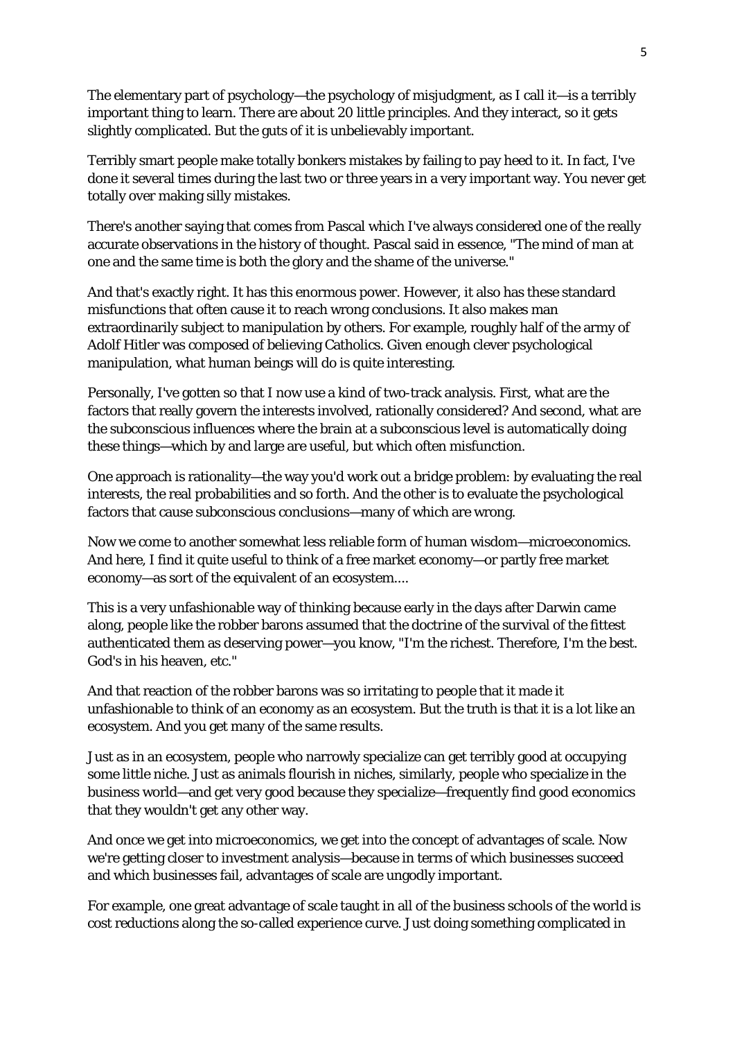The elementary part of psychology—the psychology of misjudgment, as I call it—is a terribly important thing to learn. There are about 20 little principles. And they interact, so it gets slightly complicated. But the guts of it is unbelievably important.

Terribly smart people make totally bonkers mistakes by failing to pay heed to it. In fact, I've done it several times during the last two or three years in a very important way. You never get totally over making silly mistakes.

There's another saying that comes from Pascal which I've always considered one of the really accurate observations in the history of thought. Pascal said in essence, "The mind of man at one and the same time is both the glory and the shame of the universe."

And that's exactly right. It has this enormous power. However, it also has these standard misfunctions that often cause it to reach wrong conclusions. It also makes man extraordinarily subject to manipulation by others. For example, roughly half of the army of Adolf Hitler was composed of believing Catholics. Given enough clever psychological manipulation, what human beings will do is quite interesting.

Personally, I've gotten so that I now use a kind of two-track analysis. First, what are the factors that really govern the interests involved, rationally considered? And second, what are the subconscious influences where the brain at a subconscious level is automatically doing these things—which by and large are useful, but which often misfunction.

One approach is rationality—the way you'd work out a bridge problem: by evaluating the real interests, the real probabilities and so forth. And the other is to evaluate the psychological factors that cause subconscious conclusions—many of which are wrong.

Now we come to another somewhat less reliable form of human wisdom—microeconomics. And here, I find it quite useful to think of a free market economy—or partly free market economy—as sort of the equivalent of an ecosystem....

This is a very unfashionable way of thinking because early in the days after Darwin came along, people like the robber barons assumed that the doctrine of the survival of the fittest authenticated them as deserving power—you know, "I'm the richest. Therefore, I'm the best. God's in his heaven, etc."

And that reaction of the robber barons was so irritating to people that it made it unfashionable to think of an economy as an ecosystem. But the truth is that it is a lot like an ecosystem. And you get many of the same results.

Just as in an ecosystem, people who narrowly specialize can get terribly good at occupying some little niche. Just as animals flourish in niches, similarly, people who specialize in the business world—and get very good because they specialize—frequently find good economics that they wouldn't get any other way.

And once we get into microeconomics, we get into the concept of advantages of scale. Now we're getting closer to investment analysis—because in terms of which businesses succeed and which businesses fail, advantages of scale are ungodly important.

For example, one great advantage of scale taught in all of the business schools of the world is cost reductions along the so-called experience curve. Just doing something complicated in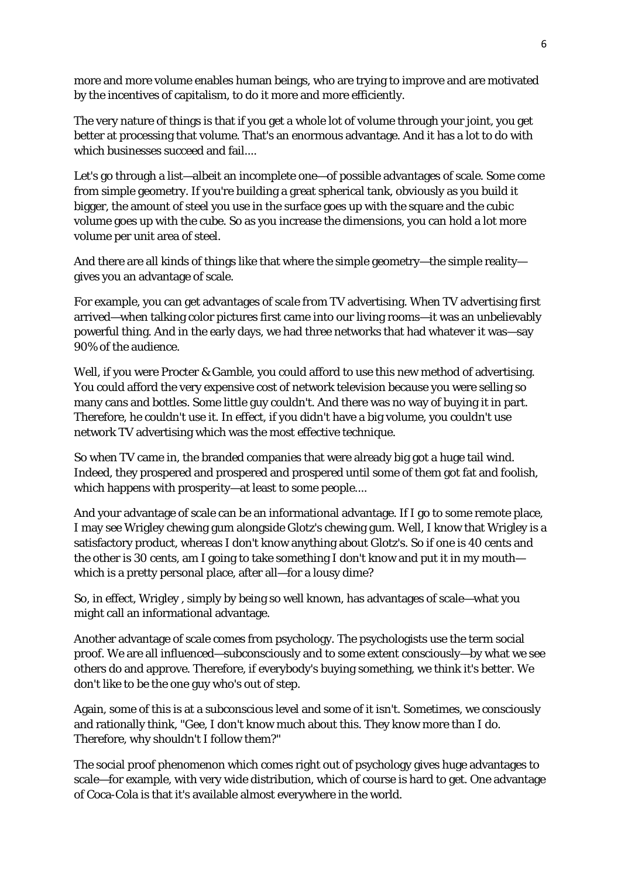more and more volume enables human beings, who are trying to improve and are motivated by the incentives of capitalism, to do it more and more efficiently.

The very nature of things is that if you get a whole lot of volume through your joint, you get better at processing that volume. That's an enormous advantage. And it has a lot to do with which businesses succeed and fail....

Let's go through a list—albeit an incomplete one—of possible advantages of scale. Some come from simple geometry. If you're building a great spherical tank, obviously as you build it bigger, the amount of steel you use in the surface goes up with the square and the cubic volume goes up with the cube. So as you increase the dimensions, you can hold a lot more volume per unit area of steel.

And there are all kinds of things like that where the simple geometry—the simple reality—gives you an advantage of scale.

For example, you can get advantages of scale from TV advertising. When TV advertising first arrived—when talking color pictures first came into our living rooms—it was an unbelievably powerful thing. And in the early days, we had three networks that had whatever it was—say 90% of the audience.

Well, if you were Procter & Gamble, you could afford to use this new method of advertising. You could afford the very expensive cost of network television because you were selling so many cans and bottles. Some little guy couldn't. And there was no way of buying it in part. Therefore, he couldn't use it. In effect, if you didn't have a big volume, you couldn't use network TV advertising which was the most effective technique.

So when TV came in, the branded companies that were already big got a huge tail wind. Indeed, they prospered and prospered and prospered until some of them got fat and foolish, which happens with prosperity—at least to some people....

And your advantage of scale can be an informational advantage. If I go to some remote place, I may see Wrigley chewing gum alongside Glotz's chewing gum. Well, I know that Wrigley is a satisfactory product, whereas I don't know anything about Glotz's. So if one is 40 cents and the other is 30 cents, am I going to take something I don't know and put it in my mouth—which is a pretty personal place, after all—for a lousy dime?

So, in effect, Wrigley , simply by being so well known, has advantages of scale—what you might call an informational advantage.

Another advantage of scale comes from psychology. The psychologists use the term social proof. We are all influenced—subconsciously and to some extent consciously—by what we see others do and approve. Therefore, if everybody's buying something, we think it's better. We don't like to be the one guy who's out of step.

Again, some of this is at a subconscious level and some of it isn't. Sometimes, we consciously and rationally think, "Gee, I don't know much about this. They know more than I do. Therefore, why shouldn't I follow them?"

The social proof phenomenon which comes right out of psychology gives huge advantages to scale—for example, with very wide distribution, which of course is hard to get. One advantage of Coca-Cola is that it's available almost everywhere in the world.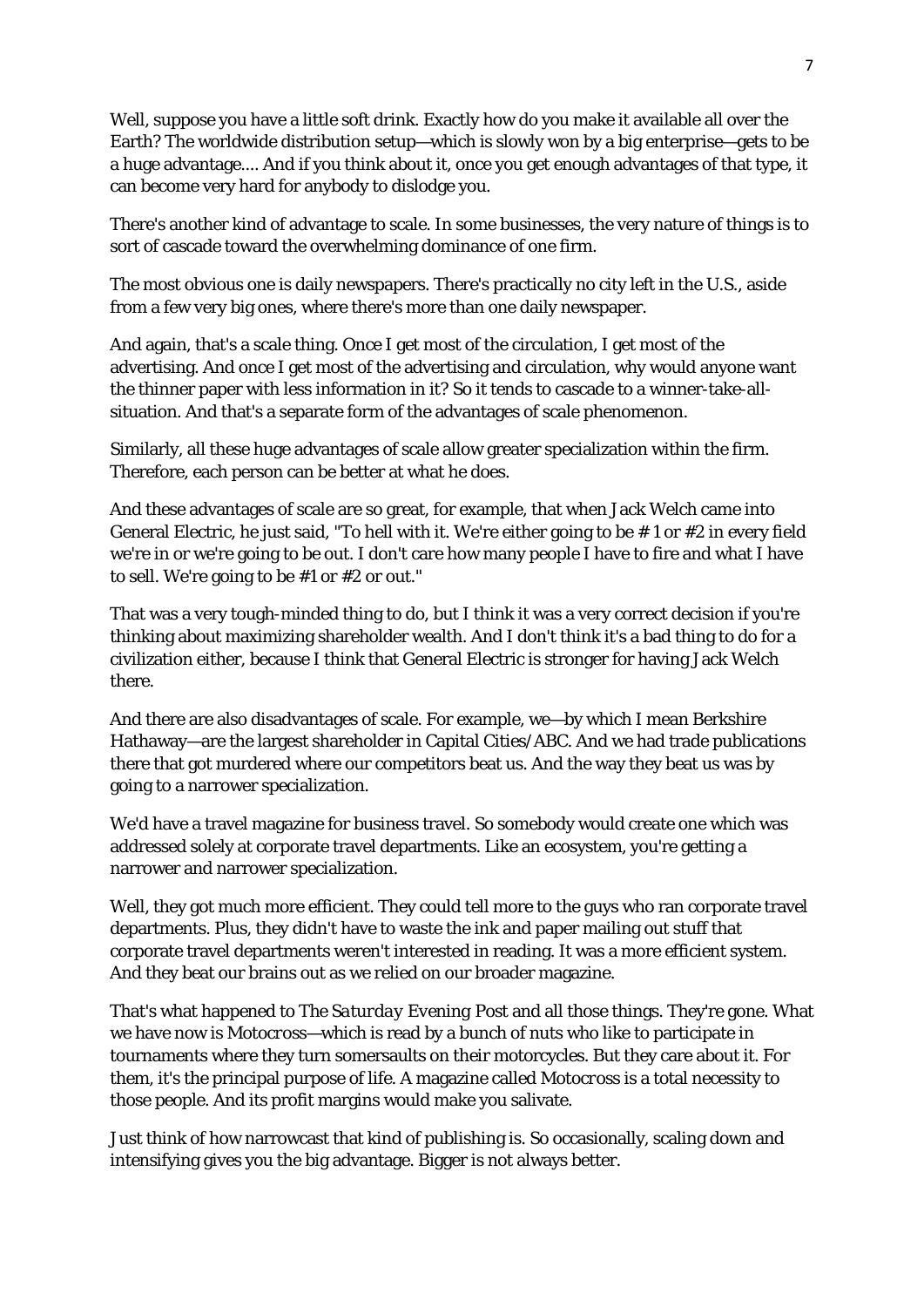Well, suppose you have a little soft drink. Exactly how do you make it available all over the Earth? The worldwide distribution setup—which is slowly won by a big enterprise—gets to be a huge advantage.... And if you think about it, once you get enough advantages of that type, it can become very hard for anybody to dislodge you.

There's another kind of advantage to scale. In some businesses, the very nature of things is to sort of cascade toward the overwhelming dominance of one firm.

The most obvious one is daily newspapers. There's practically no city left in the U.S., aside from a few very big ones, where there's more than one daily newspaper.

And again, that's a scale thing. Once I get most of the circulation, I get most of the advertising. And once I get most of the advertising and circulation, why would anyone want the thinner paper with less information in it? So it tends to cascade to a winner-take-all-situation. And that's a separate form of the advantages of scale phenomenon.

Similarly, all these huge advantages of scale allow greater specialization within the firm. Therefore, each person can be better at what he does.

And these advantages of scale are so great, for example, that when Jack Welch came into General Electric, he just said, "To hell with it. We're either going to be # 1 or #2 in every field we're in or we're going to be out. I don't care how many people I have to fire and what I have to sell. We're going to be #1 or #2 or out."

That was a very tough-minded thing to do, but I think it was a very correct decision if you're thinking about maximizing shareholder wealth. And I don't think it's a bad thing to do for a civilization either, because I think that General Electric is stronger for having Jack Welch there.

And there are also disadvantages of scale. For example, we—by which I mean Berkshire Hathaway—are the largest shareholder in Capital Cities/ABC. And we had trade publications there that got murdered where our competitors beat us. And the way they beat us was by going to a narrower specialization.

We'd have a travel magazine for business travel. So somebody would create one which was addressed solely at corporate travel departments. Like an ecosystem, you're getting a narrower and narrower specialization.

Well, they got much more efficient. They could tell more to the guys who ran corporate travel departments. Plus, they didn't have to waste the ink and paper mailing out stuff that corporate travel departments weren't interested in reading. It was a more efficient system. And they beat our brains out as we relied on our broader magazine.

That's what happened to *The Saturday Evening Post* and all those things. They're gone. What we have now is *Motocross*—which is read by a bunch of nuts who like to participate in tournaments where they turn somersaults on their motorcycles. But they care about it. For them, it's the principal purpose of life. A magazine called *Motocross* is a total necessity to those people. And its profit margins would make you salivate.

Just think of how narrowcast that kind of publishing is. So occasionally, scaling down and intensifying gives you the big advantage. Bigger is not always better.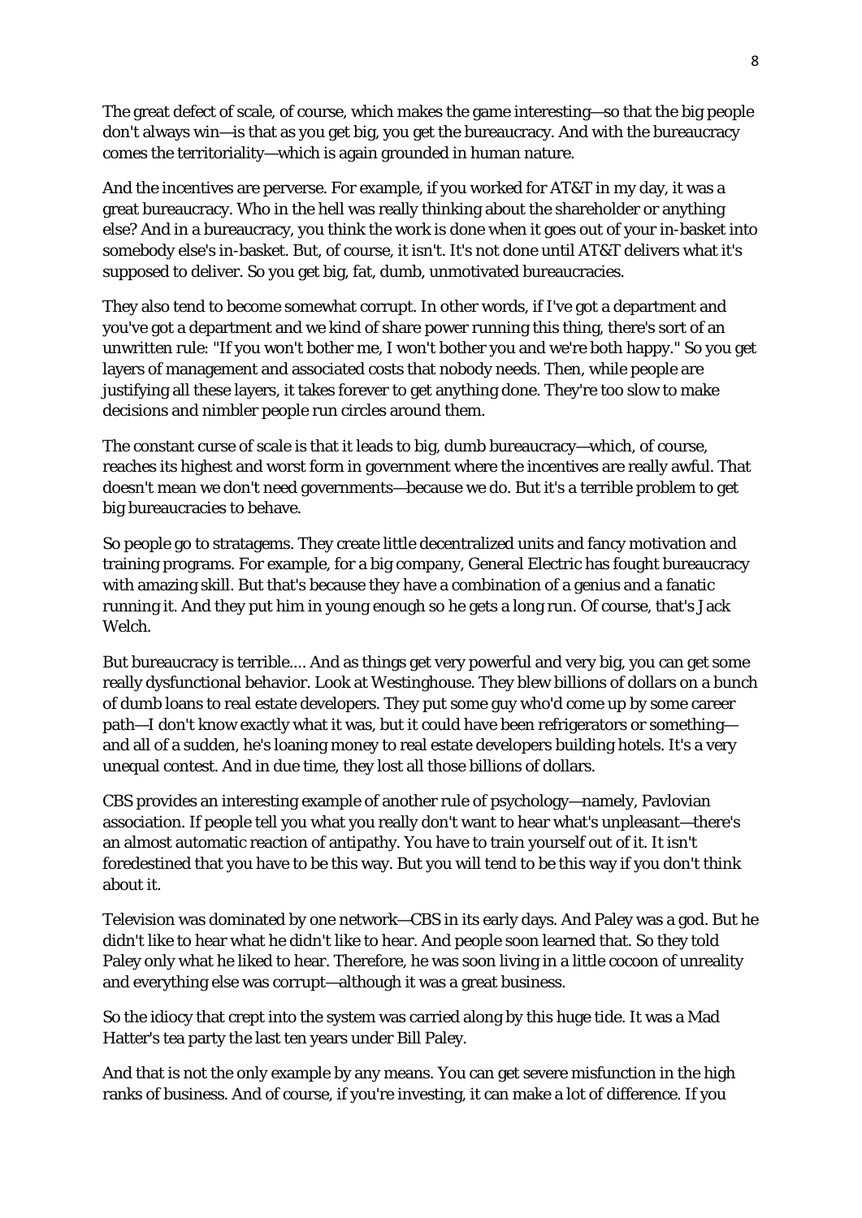The great defect of scale, of course, which makes the game interesting—so that the big people don't always win—is that as you get big, you get the bureaucracy. And with the bureaucracy comes the territoriality—which is again grounded in human nature.

And the incentives are perverse. For example, if you worked for AT&T in my day, it was a great bureaucracy. Who in the hell was really thinking about the shareholder or anything else? And in a bureaucracy, you think the work is done when it goes out of your in-basket into somebody else's in-basket. But, of course, it isn't. It's not done until AT&T delivers what it's supposed to deliver. So you get big, fat, dumb, unmotivated bureaucracies.

They also tend to become somewhat corrupt. In other words, if I've got a department and you've got a department and we kind of share power running this thing, there's sort of an unwritten rule: "If you won't bother me, I won't bother you and we're both happy." So you get layers of management and associated costs that nobody needs. Then, while people are justifying all these layers, it takes forever to get anything done. They're too slow to make decisions and nimbler people run circles around them.

The constant curse of scale is that it leads to big, dumb bureaucracy—which, of course, reaches its highest and worst form in government where the incentives are really awful. That doesn't mean we don't need governments—because we do. But it's a terrible problem to get big bureaucracies to behave.

So people go to stratagems. They create little decentralized units and fancy motivation and training programs. For example, for a big company, General Electric has fought bureaucracy with amazing skill. But that's because they have a combination of a genius and a fanatic running it. And they put him in young enough so he gets a long run. Of course, that's Jack Welch.

But bureaucracy is terrible.... And as things get very powerful and very big, you can get some really dysfunctional behavior. Look at Westinghouse. They blew billions of dollars on a bunch of dumb loans to real estate developers. They put some guy who'd come up by some career path—I don't know exactly what it was, but it could have been refrigerators or something—and all of a sudden, he's loaning money to real estate developers building hotels. It's a very unequal contest. And in due time, they lost all those billions of dollars.

CBS provides an interesting example of another rule of psychology—namely, Pavlovian association. If people tell you what you really don't want to hear what's unpleasant—there's an almost automatic reaction of antipathy. You have to train yourself out of it. It isn't foredestined that you have to be this way. But you will tend to be this way if you don't think about it.

Television was dominated by one network—CBS in its early days. And Paley was a god. But he didn't like to hear what he didn't like to hear. And people soon learned that. So they told Paley only what he liked to hear. Therefore, he was soon living in a little cocoon of unreality and everything else was corrupt—although it was a great business.

So the idiocy that crept into the system was carried along by this huge tide. It was a Mad Hatter's tea party the last ten years under Bill Paley.

And that is not the only example by any means. You can get severe misfunction in the high ranks of business. And of course, if you're investing, it can make a lot of difference. If you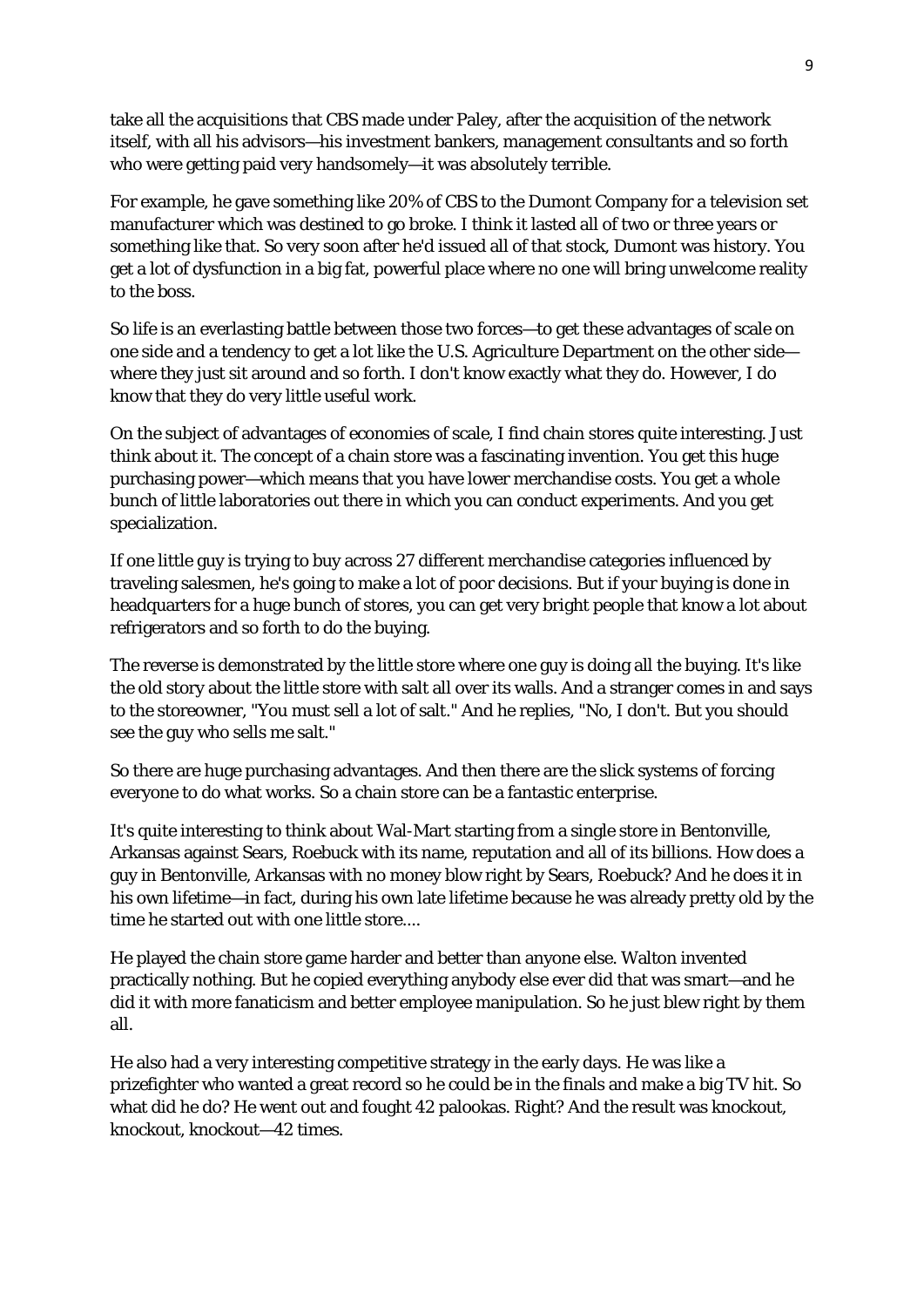take all the acquisitions that CBS made under Paley, after the acquisition of the network itself, with all his advisors—his investment bankers, management consultants and so forth who were getting paid very handsomely—it was absolutely terrible.

For example, he gave something like 20% of CBS to the Dumont Company for a television set manufacturer which was destined to go broke. I think it lasted all of two or three years or something like that. So very soon after he'd issued all of that stock, Dumont was history. You get a lot of dysfunction in a big fat, powerful place where no one will bring unwelcome reality to the boss.

So life is an everlasting battle between those two forces—to get these advantages of scale on one side and a tendency to get a lot like the U.S. Agriculture Department on the other side—where they just sit around and so forth. I don't know exactly what they do. However, I do know that they do very little useful work.

On the subject of advantages of economies of scale, I find chain stores quite interesting. Just think about it. The concept of a chain store was a fascinating invention. You get this huge purchasing power—which means that you have lower merchandise costs. You get a whole bunch of little laboratories out there in which you can conduct experiments. And you get specialization.

If one little guy is trying to buy across 27 different merchandise categories influenced by traveling salesmen, he's going to make a lot of poor decisions. But if your buying is done in headquarters for a huge bunch of stores, you can get very bright people that know a lot about refrigerators and so forth to do the buying.

The reverse is demonstrated by the little store where one guy is doing all the buying. It's like the old story about the little store with salt all over its walls. And a stranger comes in and says to the storeowner, "You must sell a lot of salt." And he replies, "No, I don't. But you should see the guy who sells me salt."

So there are huge purchasing advantages. And then there are the slick systems of forcing everyone to do what works. So a chain store can be a fantastic enterprise.

It's quite interesting to think about Wal-Mart starting from a single store in Bentonville, Arkansas against Sears, Roebuck with its name, reputation and all of its billions. How does a guy in Bentonville, Arkansas with no money blow right by Sears, Roebuck? And he does it in his own lifetime—in fact, during his own late lifetime because he was already pretty old by the time he started out with one little store....

He played the chain store game harder and better than anyone else. Walton invented practically nothing. But he copied everything anybody else ever did that was smart—and he did it with more fanaticism and better employee manipulation. So he just blew right by them all.

He also had a very interesting competitive strategy in the early days. He was like a prizefighter who wanted a great record so he could be in the finals and make a big TV hit. So what did he do? He went out and fought 42 palookas. Right? And the result was knockout, knockout, knockout—42 times.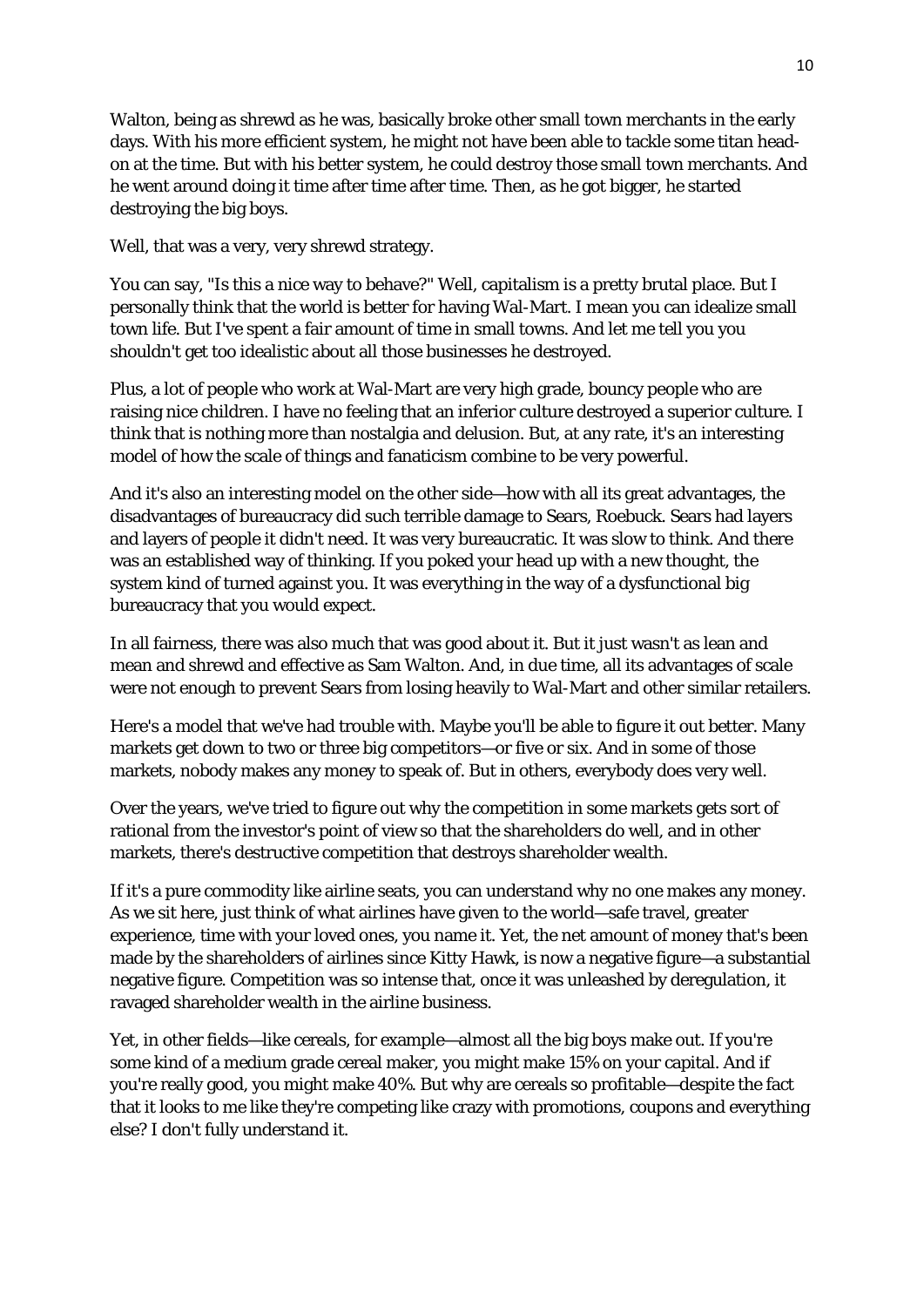Walton, being as shrewd as he was, basically broke other small town merchants in the early days. With his more efficient system, he might not have been able to tackle some titan head-on at the time. But with his better system, he could destroy those small town merchants. And he went around doing it time after time after time. Then, as he got bigger, he started destroying the big boys.

Well, that was a very, very shrewd strategy.

You can say, "Is this a nice way to behave?" Well, capitalism is a pretty brutal place. But I personally think that the world is better for having Wal-Mart. I mean you can idealize small town life. But I've spent a fair amount of time in small towns. And let me tell you you shouldn't get too idealistic about all those businesses he destroyed.

Plus, a lot of people who work at Wal-Mart are very high grade, bouncy people who are raising nice children. I have no feeling that an inferior culture destroyed a superior culture. I think that is nothing more than nostalgia and delusion. But, at any rate, it's an interesting model of how the scale of things and fanaticism combine to be very powerful.

And it's also an interesting model on the other side—how with all its great advantages, the disadvantages of bureaucracy did such terrible damage to Sears, Roebuck. Sears had layers and layers of people it didn't need. It was very bureaucratic. It was slow to think. And there was an established way of thinking. If you poked your head up with a new thought, the system kind of turned against you. It was everything in the way of a dysfunctional big bureaucracy that you would expect.

In all fairness, there was also much that was good about it. But it just wasn't as lean and mean and shrewd and effective as Sam Walton. And, in due time, all its advantages of scale were not enough to prevent Sears from losing heavily to Wal-Mart and other similar retailers.

Here's a model that we've had trouble with. Maybe you'll be able to figure it out better. Many markets get down to two or three big competitors—or five or six. And in some of those markets, nobody makes any money to speak of. But in others, everybody does very well.

Over the years, we've tried to figure out why the competition in some markets gets sort of rational from the investor's point of view so that the shareholders do well, and in other markets, there's destructive competition that destroys shareholder wealth.

If it's a pure commodity like airline seats, you can understand why no one makes any money. As we sit here, just think of what airlines have given to the world—safe travel, greater experience, time with your loved ones, you name it. Yet, the net amount of money that's been made by the shareholders of airlines since Kitty Hawk, is now a negative figure—a substantial negative figure. Competition was so intense that, once it was unleashed by deregulation, it ravaged shareholder wealth in the airline business.

Yet, in other fields—like cereals, for example—almost all the big boys make out. If you're some kind of a medium grade cereal maker, you might make 15% on your capital. And if you're really good, you might make 40%. But why are cereals so profitable—despite the fact that it looks to me like they're competing like crazy with promotions, coupons and everything else? I don't fully understand it.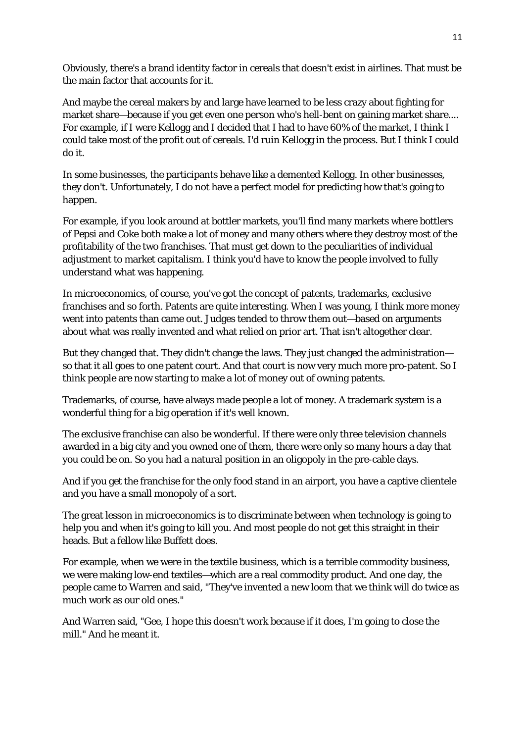Obviously, there's a brand identity factor in cereals that doesn't exist in airlines. That must be the main factor that accounts for it.

And maybe the cereal makers by and large have learned to be less crazy about fighting for market share—because if you get even one person who's hell-bent on gaining market share.... For example, if I were Kellogg and I decided that I had to have 60% of the market, I think I could take most of the profit out of cereals. I'd ruin Kellogg in the process. But I think I could do it.

In some businesses, the participants behave like a demented Kellogg. In other businesses, they don't. Unfortunately, I do not have a perfect model for predicting how that's going to happen.

For example, if you look around at bottler markets, you'll find many markets where bottlers of Pepsi and Coke both make a lot of money and many others where they destroy most of the profitability of the two franchises. That must get down to the peculiarities of individual adjustment to market capitalism. I think you'd have to know the people involved to fully understand what was happening.

In microeconomics, of course, you've got the concept of patents, trademarks, exclusive franchises and so forth. Patents are quite interesting. When I was young, I think more money went into patents than came out. Judges tended to throw them out—based on arguments about what was really invented and what relied on prior art. That isn't altogether clear.

But they changed that. They didn't change the laws. They just changed the administration—so that it all goes to one patent court. And that court is now very much more pro-patent. So I think people are now starting to make a lot of money out of owning patents.

Trademarks, of course, have always made people a lot of money. A trademark system is a wonderful thing for a big operation if it's well known.

The exclusive franchise can also be wonderful. If there were only three television channels awarded in a big city and you owned one of them, there were only so many hours a day that you could be on. So you had a natural position in an oligopoly in the pre-cable days.

And if you get the franchise for the only food stand in an airport, you have a captive clientele and you have a small monopoly of a sort.

The great lesson in microeconomics is to discriminate between when technology is going to help you and when it's going to kill you. And most people do not get this straight in their heads. But a fellow like Buffett does.

For example, when we were in the textile business, which is a terrible commodity business, we were making low-end textiles—which are a real commodity product. And one day, the people came to Warren and said, "They've invented a new loom that we think will do twice as much work as our old ones."

And Warren said, "Gee, I hope this doesn't work because if it does, I'm going to close the mill." And he meant it.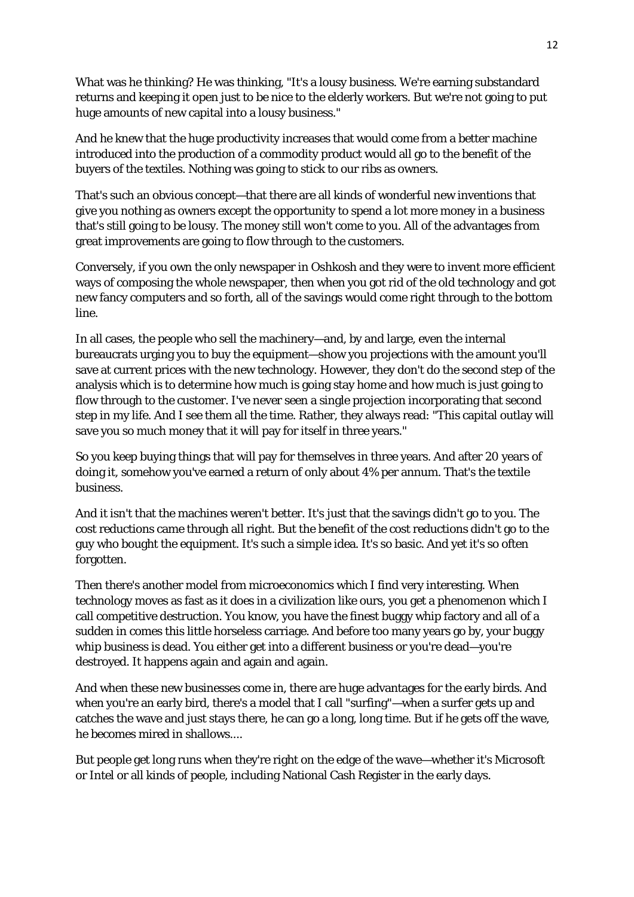What was he thinking? He was thinking, "It's a lousy business. We're earning substandard returns and keeping it open just to be nice to the elderly workers. But we're not going to put huge amounts of new capital into a lousy business."

And he knew that the huge productivity increases that would come from a better machine introduced into the production of a commodity product would all go to the benefit of the buyers of the textiles. Nothing was going to stick to our ribs as owners.

That's such an obvious concept—that there are all kinds of wonderful new inventions that give you nothing as owners except the opportunity to spend a lot more money in a business that's still going to be lousy. The money still won't come to you. All of the advantages from great improvements are going to flow through to the customers.

Conversely, if you own the only newspaper in Oshkosh and they were to invent more efficient ways of composing the whole newspaper, then when you got rid of the old technology and got new fancy computers and so forth, all of the savings would come right through to the bottom line.

In all cases, the people who sell the machinery—and, by and large, even the internal bureaucrats urging you to buy the equipment—show you projections with the amount you'll save at current prices with the new technology. However, they don't do the second step of the analysis which is to determine how much is going stay home and how much is just going to flow through to the customer. I've never seen a single projection incorporating that second step in my life. And I see them all the time. Rather, they always read: "This capital outlay will save you so much money that it will pay for itself in three years."

So you keep buying things that will pay for themselves in three years. And after 20 years of doing it, somehow you've earned a return of only about 4% per annum. That's the textile business.

And it isn't that the machines weren't better. It's just that the savings didn't go to you. The cost reductions came through all right. But the benefit of the cost reductions didn't go to the guy who bought the equipment. It's such a simple idea. It's so basic. And yet it's so often forgotten.

Then there's another model from microeconomics which I find very interesting. When technology moves as fast as it does in a civilization like ours, you get a phenomenon which I call competitive destruction. You know, you have the finest buggy whip factory and all of a sudden in comes this little horseless carriage. And before too many years go by, your buggy whip business is dead. You either get into a different business or you're dead—you're destroyed. It happens again and again and again.

And when these new businesses come in, there are huge advantages for the early birds. And when you're an early bird, there's a model that I call "surfing"—when a surfer gets up and catches the wave and just stays there, he can go a long, long time. But if he gets off the wave, he becomes mired in shallows....

But people get long runs when they're right on the edge of the wave—whether it's Microsoft or Intel or all kinds of people, including National Cash Register in the early days.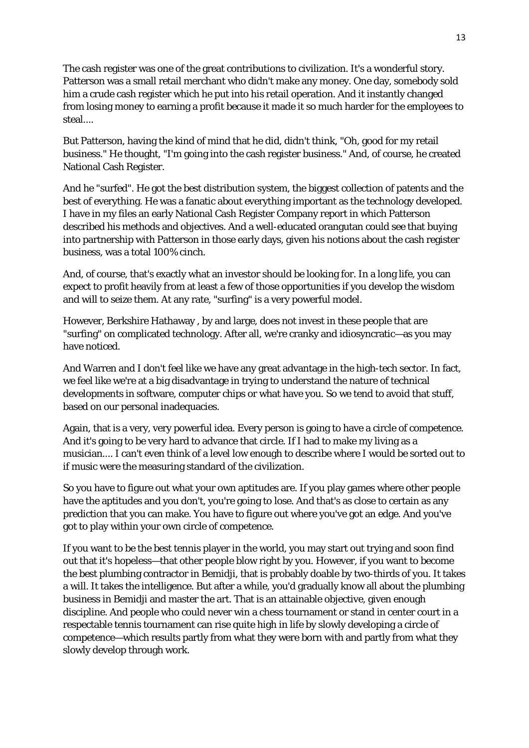The cash register was one of the great contributions to civilization. It's a wonderful story. Patterson was a small retail merchant who didn't make any money. One day, somebody sold him a crude cash register which he put into his retail operation. And it instantly changed from losing money to earning a profit because it made it so much harder for the employees to steal....

But Patterson, having the kind of mind that he did, didn't think, "Oh, good for my retail business." He thought, "I'm going into the cash register business." And, of course, he created National Cash Register.

And he "surfed". He got the best distribution system, the biggest collection of patents and the best of everything. He was a fanatic about everything important as the technology developed. I have in my files an early National Cash Register Company report in which Patterson described his methods and objectives. And a well-educated orangutan could see that buying into partnership with Patterson in those early days, given his notions about the cash register business, was a total 100% cinch.

And, of course, that's exactly what an investor should be looking for. In a long life, you can expect to profit heavily from at least a few of those opportunities if you develop the wisdom and will to seize them. At any rate, "surfing" is a very powerful model.

However, Berkshire Hathaway , by and large, does not invest in these people that are "surfing" on complicated technology. After all, we're cranky and idiosyncratic—as you may have noticed.

And Warren and I don't feel like we have any great advantage in the high-tech sector. In fact, we feel like we're at a big disadvantage in trying to understand the nature of technical developments in software, computer chips or what have you. So we tend to avoid that stuff, based on our personal inadequacies.

Again, that is a very, very powerful idea. Every person is going to have a circle of competence. And it's going to be very hard to advance that circle. If I had to make my living as a musician.... I can't even think of a level low enough to describe where I would be sorted out to if music were the measuring standard of the civilization.

So you have to figure out what your own aptitudes are. If you play games where other people have the aptitudes and you don't, you're going to lose. And that's as close to certain as any prediction that you can make. You have to figure out where you've got an edge. And you've got to play within your own circle of competence.

If you want to be the best tennis player in the world, you may start out trying and soon find out that it's hopeless—that other people blow right by you. However, if you want to become the best plumbing contractor in Bemidji, that is probably doable by two-thirds of you. It takes a will. It takes the intelligence. But after a while, you'd gradually know all about the plumbing business in Bemidji and master the art. That is an attainable objective, given enough discipline. And people who could never win a chess tournament or stand in center court in a respectable tennis tournament can rise quite high in life by slowly developing a circle of competence—which results partly from what they were born with and partly from what they slowly develop through work.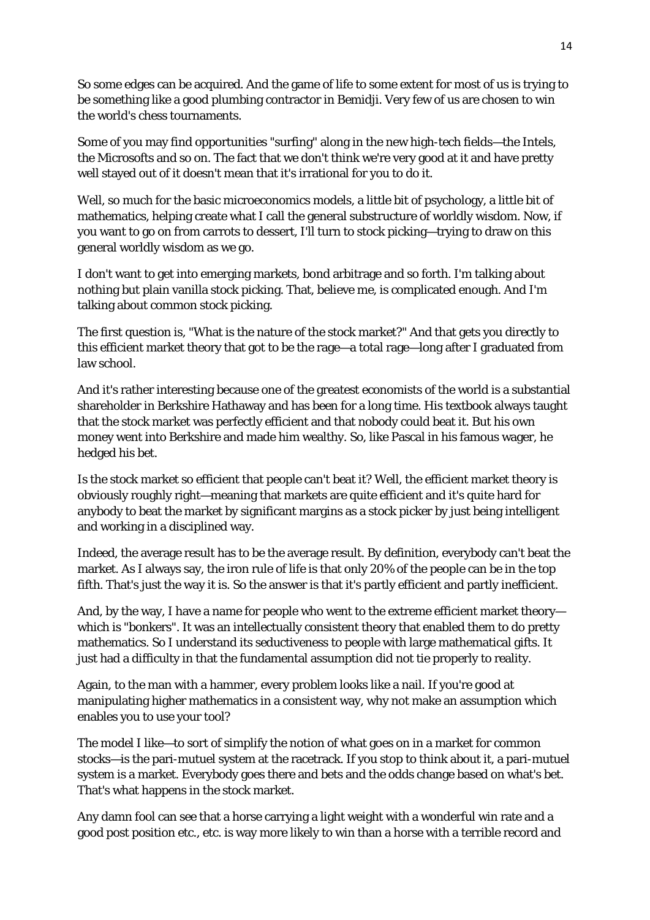So some edges can be acquired. And the game of life to some extent for most of us is trying to be something like a good plumbing contractor in Bemidji. Very few of us are chosen to win the world's chess tournaments.

Some of you may find opportunities "surfing" along in the new high-tech fields—the Intels, the Microsofts and so on. The fact that we don't think we're very good at it and have pretty well stayed out of it doesn't mean that it's irrational for you to do it.

Well, so much for the basic microeconomics models, a little bit of psychology, a little bit of mathematics, helping create what I call the general substructure of worldly wisdom. Now, if you want to go on from carrots to dessert, I'll turn to stock picking—trying to draw on this general worldly wisdom as we go.

I don't want to get into emerging markets, bond arbitrage and so forth. I'm talking about nothing but plain vanilla stock picking. That, believe me, is complicated enough. And I'm talking about common stock picking.

The first question is, "What is the nature of the stock market?" And that gets you directly to this efficient market theory that got to be the rage—a total rage—long after I graduated from law school.

And it's rather interesting because one of the greatest economists of the world is a substantial shareholder in Berkshire Hathaway and has been for a long time. His textbook always taught that the stock market was perfectly efficient and that nobody could beat it. But his own money went into Berkshire and made him wealthy. So, like Pascal in his famous wager, he hedged his bet.

Is the stock market so efficient that people can't beat it? Well, the efficient market theory is obviously roughly right—meaning that markets are quite efficient and it's quite hard for anybody to beat the market by significant margins as a stock picker by just being intelligent and working in a disciplined way.

Indeed, the average result has to be the average result. By definition, everybody can't beat the market. As I always say, the iron rule of life is that only 20% of the people can be in the top fifth. That's just the way it is. So the answer is that it's partly efficient and partly inefficient.

And, by the way, I have a name for people who went to the extreme efficient market theory—which is "bonkers". It was an intellectually consistent theory that enabled them to do pretty mathematics. So I understand its seductiveness to people with large mathematical gifts. It just had a difficulty in that the fundamental assumption did not tie properly to reality.

Again, to the man with a hammer, every problem looks like a nail. If you're good at manipulating higher mathematics in a consistent way, why not make an assumption which enables you to use your tool?

The model I like—to sort of simplify the notion of what goes on in a market for common stocks—is the pari-mutuel system at the racetrack. If you stop to think about it, a pari-mutuel system is a market. Everybody goes there and bets and the odds change based on what's bet. That's what happens in the stock market.

Any damn fool can see that a horse carrying a light weight with a wonderful win rate and a good post position etc., etc. is way more likely to win than a horse with a terrible record and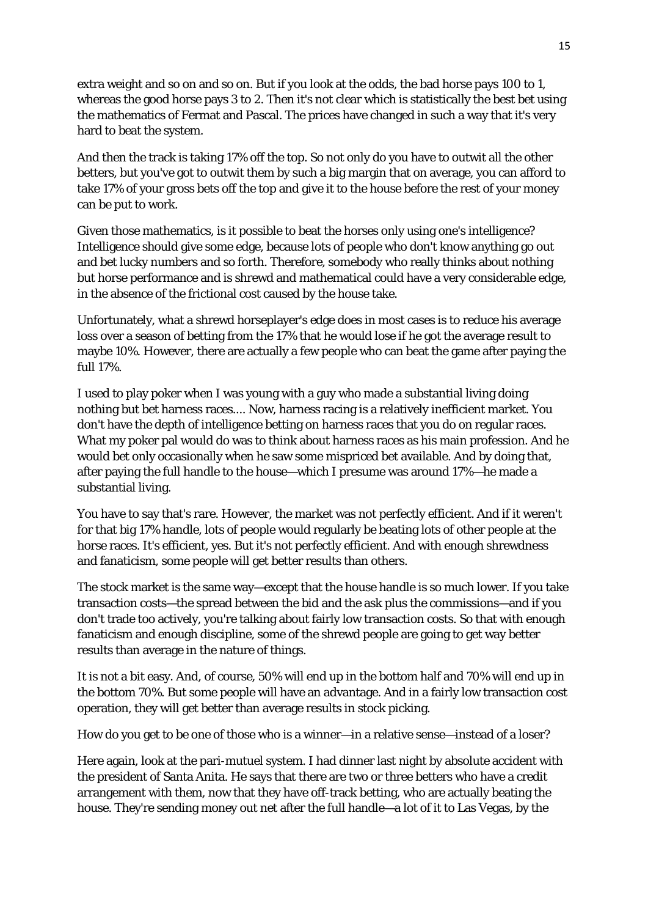extra weight and so on and so on. But if you look at the odds, the bad horse pays 100 to 1, whereas the good horse pays 3 to 2. Then it's not clear which is statistically the best bet using the mathematics of Fermat and Pascal. The prices have changed in such a way that it's very hard to beat the system.

And then the track is taking 17% off the top. So not only do you have to outwit all the other betters, but you've got to outwit them by such a big margin that on average, you can afford to take 17% of your gross bets off the top and give it to the house before the rest of your money can be put to work.

Given those mathematics, is it possible to beat the horses only using one's intelligence? Intelligence should give some edge, because lots of people who don't know anything go out and bet lucky numbers and so forth. Therefore, somebody who really thinks about nothing but horse performance and is shrewd and mathematical could have a very considerable edge, in the absence of the frictional cost caused by the house take.

Unfortunately, what a shrewd horseplayer's edge does in most cases is to reduce his average loss over a season of betting from the 17% that he would lose if he got the average result to maybe 10%. However, there are actually a few people who can beat the game after paying the full 17%.

I used to play poker when I was young with a guy who made a substantial living doing nothing but bet harness races.... Now, harness racing is a relatively inefficient market. You don't have the depth of intelligence betting on harness races that you do on regular races. What my poker pal would do was to think about harness races as his main profession. And he would bet only occasionally when he saw some mispriced bet available. And by doing that, after paying the full handle to the house—which I presume was around 17%—he made a substantial living.

You have to say that's rare. However, the market was not perfectly efficient. And if it weren't for that big 17% handle, lots of people would regularly be beating lots of other people at the horse races. It's efficient, yes. But it's not perfectly efficient. And with enough shrewdness and fanaticism, some people will get better results than others.

The stock market is the same way—except that the house handle is so much lower. If you take transaction costs—the spread between the bid and the ask plus the commissions—and if you don't trade too actively, you're talking about fairly low transaction costs. So that with enough fanaticism and enough discipline, some of the shrewd people are going to get way better results than average in the nature of things.

It is not a bit easy. And, of course, 50% will end up in the bottom half and 70% will end up in the bottom 70%. But some people will have an advantage. And in a fairly low transaction cost operation, they will get better than average results in stock picking.

How do you get to be one of those who is a winner—in a relative sense—instead of a loser?

Here again, look at the pari-mutuel system. I had dinner last night by absolute accident with the president of Santa Anita. He says that there are two or three betters who have a credit arrangement with them, now that they have off-track betting, who are actually beating the house. They're sending money out net after the full handle—a lot of it to Las Vegas, by the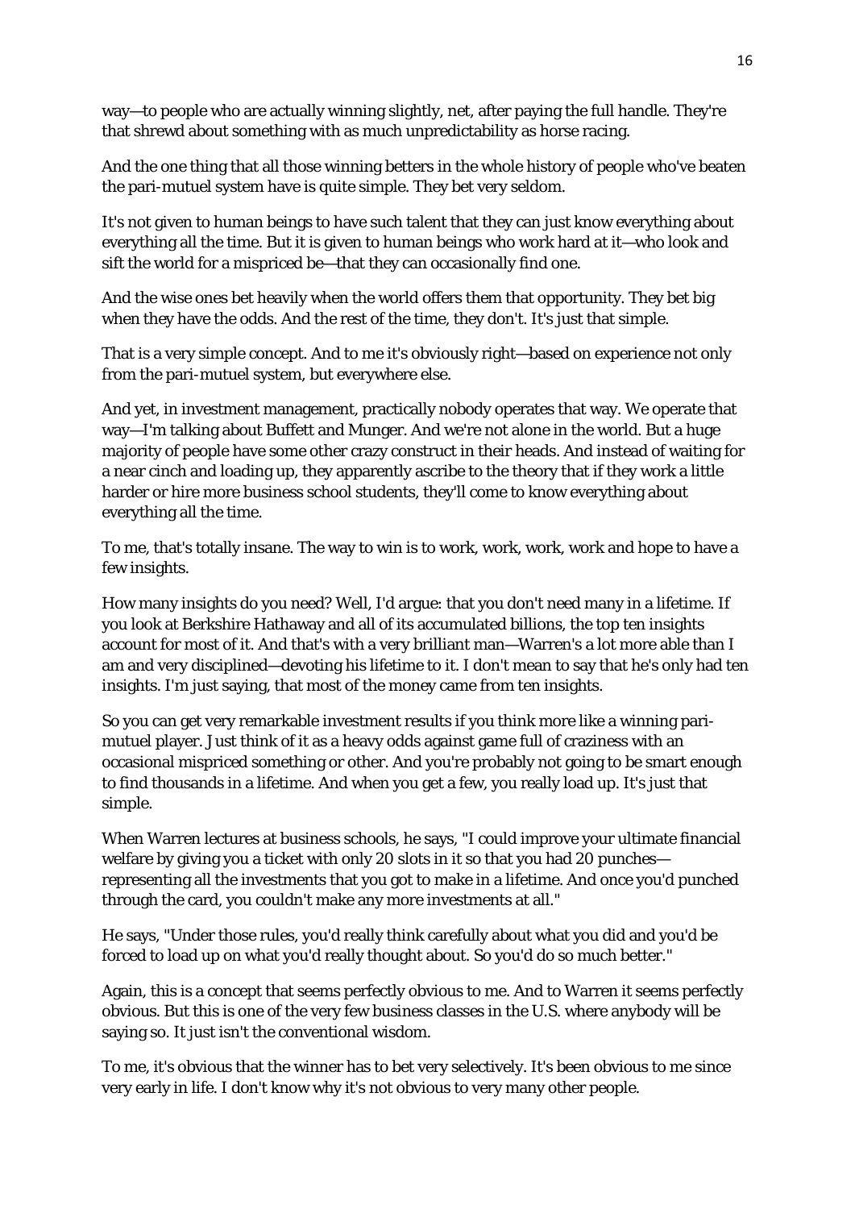way—to people who are actually winning slightly, net, after paying the full handle. They're that shrewd about something with as much unpredictability as horse racing.

And the one thing that all those winning betters in the whole history of people who've beaten the pari-mutuel system have is quite simple. They bet very seldom.

It's not given to human beings to have such talent that they can just know everything about everything all the time. But it is given to human beings who work hard at it—who look and sift the world for a mispriced be—that they can occasionally find one.

And the wise ones bet heavily when the world offers them that opportunity. They bet big when they have the odds. And the rest of the time, they don't. It's just that simple.

That is a very simple concept. And to me it's obviously right—based on experience not only from the pari-mutuel system, but everywhere else.

And yet, in investment management, practically nobody operates that way. We operate that way—I'm talking about Buffett and Munger. And we're not alone in the world. But a huge majority of people have some other crazy construct in their heads. And instead of waiting for a near cinch and loading up, they apparently ascribe to the theory that if they work a little harder or hire more business school students, they'll come to know everything about everything all the time.

To me, that's totally insane. The way to win is to work, work, work, work and hope to have a few insights.

How many insights do you need? Well, I'd argue: that you don't need many in a lifetime. If you look at Berkshire Hathaway and all of its accumulated billions, the top ten insights account for most of it. And that's with a very brilliant man—Warren's a lot more able than I am and very disciplined—devoting his lifetime to it. I don't mean to say that he's only had ten insights. I'm just saying, that most of the money came from ten insights.

So you can get very remarkable investment results if you think more like a winning pari-mutuel player. Just think of it as a heavy odds against game full of craziness with an occasional mispriced something or other. And you're probably not going to be smart enough to find thousands in a lifetime. And when you get a few, you really load up. It's just that simple.

When Warren lectures at business schools, he says, "I could improve your ultimate financial welfare by giving you a ticket with only 20 slots in it so that you had 20 punches—representing all the investments that you got to make in a lifetime. And once you'd punched through the card, you couldn't make any more investments at all."

He says, "Under those rules, you'd really think carefully about what you did and you'd be forced to load up on what you'd really thought about. So you'd do so much better."

Again, this is a concept that seems perfectly obvious to me. And to Warren it seems perfectly obvious. But this is one of the very few business classes in the U.S. where anybody will be saying so. It just isn't the conventional wisdom.

To me, it's obvious that the winner has to bet very selectively. It's been obvious to me since very early in life. I don't know why it's not obvious to very many other people.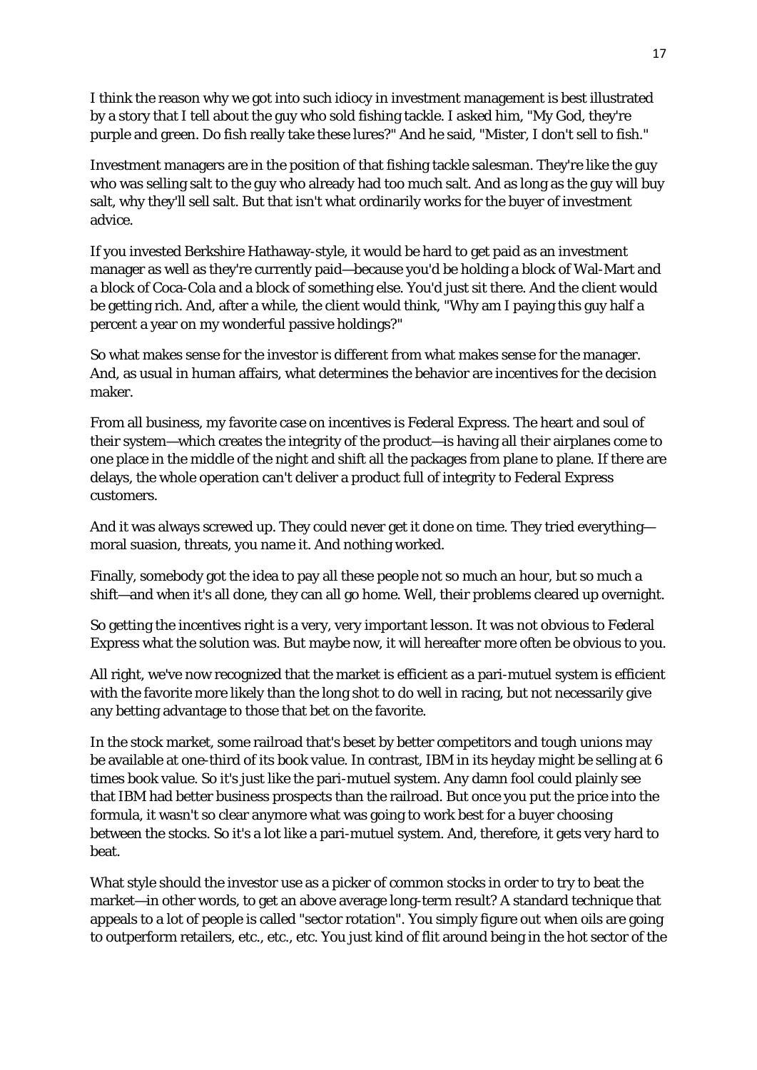I think the reason why we got into such idiocy in investment management is best illustrated by a story that I tell about the guy who sold fishing tackle. I asked him, "My God, they're purple and green. Do fish really take these lures?" And he said, "Mister, I don't sell to fish."

Investment managers are in the position of that fishing tackle salesman. They're like the guy who was selling salt to the guy who already had too much salt. And as long as the guy will buy salt, why they'll sell salt. But that isn't what ordinarily works for the buyer of investment advice.

If you invested Berkshire Hathaway-style, it would be hard to get paid as an investment manager as well as they're currently paid—because you'd be holding a block of Wal-Mart and a block of Coca-Cola and a block of something else. You'd just sit there. And the client would be getting rich. And, after a while, the client would think, "Why am I paying this guy half a percent a year on my wonderful passive holdings?"

So what makes sense for the investor is different from what makes sense for the manager. And, as usual in human affairs, what determines the behavior are incentives for the decision maker.

From all business, my favorite case on incentives is Federal Express. The heart and soul of their system—which creates the integrity of the product—is having all their airplanes come to one place in the middle of the night and shift all the packages from plane to plane. If there are delays, the whole operation can't deliver a product full of integrity to Federal Express customers.

And it was always screwed up. They could never get it done on time. They tried everything—moral suasion, threats, you name it. And nothing worked.

Finally, somebody got the idea to pay all these people not so much an hour, but so much a shift—and when it's all done, they can all go home. Well, their problems cleared up overnight.

So getting the incentives right is a very, very important lesson. It was not obvious to Federal Express what the solution was. But maybe now, it will hereafter more often be obvious to you.

All right, we've now recognized that the market is efficient as a pari-mutuel system is efficient with the favorite more likely than the long shot to do well in racing, but not necessarily give any betting advantage to those that bet on the favorite.

In the stock market, some railroad that's beset by better competitors and tough unions may be available at one-third of its book value. In contrast, IBM in its heyday might be selling at 6 times book value. So it's just like the pari-mutuel system. Any damn fool could plainly see that IBM had better business prospects than the railroad. But once you put the price into the formula, it wasn't so clear anymore what was going to work best for a buyer choosing between the stocks. So it's a lot like a pari-mutuel system. And, therefore, it gets very hard to beat.

What style should the investor use as a picker of common stocks in order to try to beat the market—in other words, to get an above average long-term result? A standard technique that appeals to a lot of people is called "sector rotation". You simply figure out when oils are going to outperform retailers, etc., etc., etc. You just kind of flit around being in the hot sector of the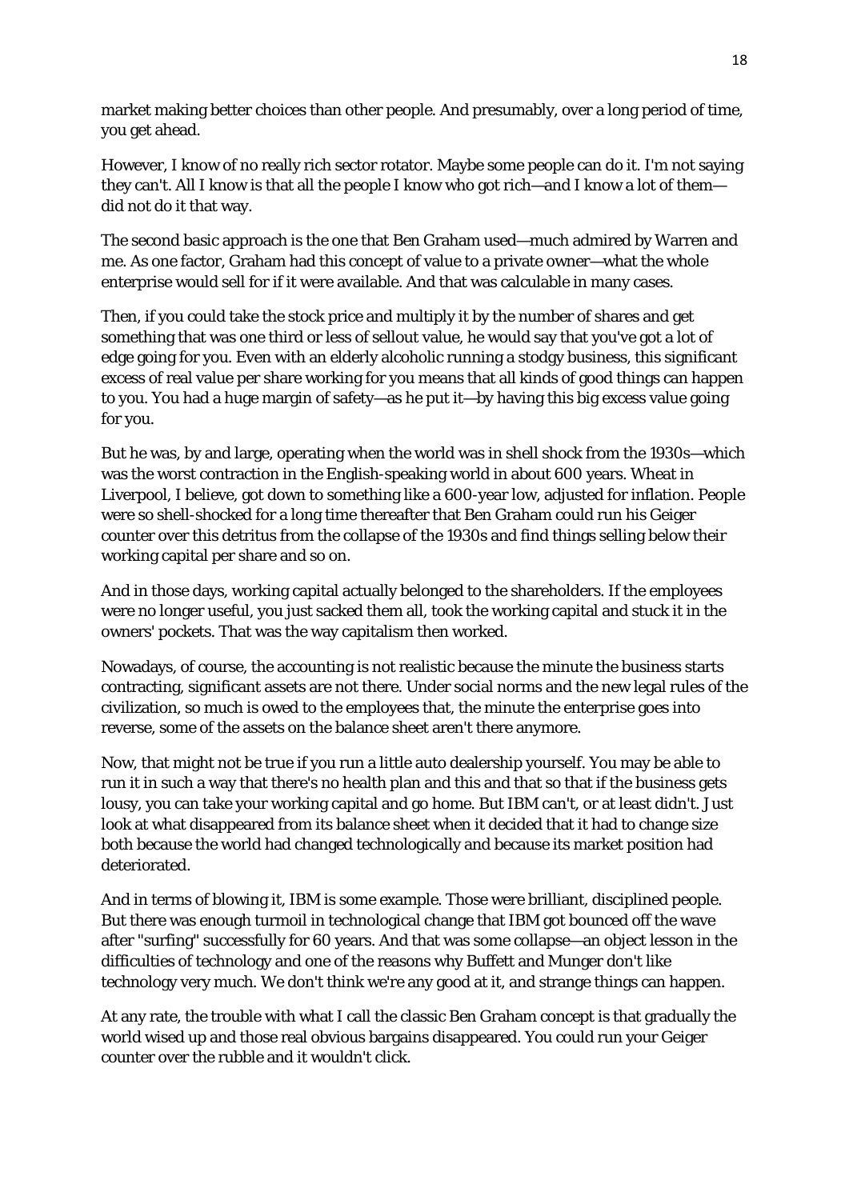market making better choices than other people. And presumably, over a long period of time, you get ahead.

However, I know of no really rich sector rotator. Maybe some people can do it. I'm not saying they can't. All I know is that all the people I know who got rich—and I know a lot of them—did not do it that way.

The second basic approach is the one that Ben Graham used—much admired by Warren and me. As one factor, Graham had this concept of value to a private owner—what the whole enterprise would sell for if it were available. And that was calculable in many cases.

Then, if you could take the stock price and multiply it by the number of shares and get something that was one third or less of sellout value, he would say that you've got a lot of edge going for you. Even with an elderly alcoholic running a stodgy business, this significant excess of real value per share working for you means that all kinds of good things can happen to you. You had a huge margin of safety—as he put it—by having this big excess value going for you.

But he was, by and large, operating when the world was in shell shock from the 1930s—which was the worst contraction in the English-speaking world in about 600 years. Wheat in Liverpool, I believe, got down to something like a 600-year low, adjusted for inflation. People were so shell-shocked for a long time thereafter that Ben Graham could run his Geiger counter over this detritus from the collapse of the 1930s and find things selling below their working capital per share and so on.

And in those days, working capital actually belonged to the shareholders. If the employees were no longer useful, you just sacked them all, took the working capital and stuck it in the owners' pockets. That was the way capitalism then worked.

Nowadays, of course, the accounting is not realistic because the minute the business starts contracting, significant assets are not there. Under social norms and the new legal rules of the civilization, so much is owed to the employees that, the minute the enterprise goes into reverse, some of the assets on the balance sheet aren't there anymore.

Now, that might not be true if you run a little auto dealership yourself. You may be able to run it in such a way that there's no health plan and this and that so that if the business gets lousy, you can take your working capital and go home. But IBM can't, or at least didn't. Just look at what disappeared from its balance sheet when it decided that it had to change size both because the world had changed technologically and because its market position had deteriorated.

And in terms of blowing it, IBM is some example. Those were brilliant, disciplined people. But there was enough turmoil in technological change that IBM got bounced off the wave after "surfing" successfully for 60 years. And that was some collapse—an object lesson in the difficulties of technology and one of the reasons why Buffett and Munger don't like technology very much. We don't think we're any good at it, and strange things can happen.

At any rate, the trouble with what I call the classic Ben Graham concept is that gradually the world wised up and those real obvious bargains disappeared. You could run your Geiger counter over the rubble and it wouldn't click.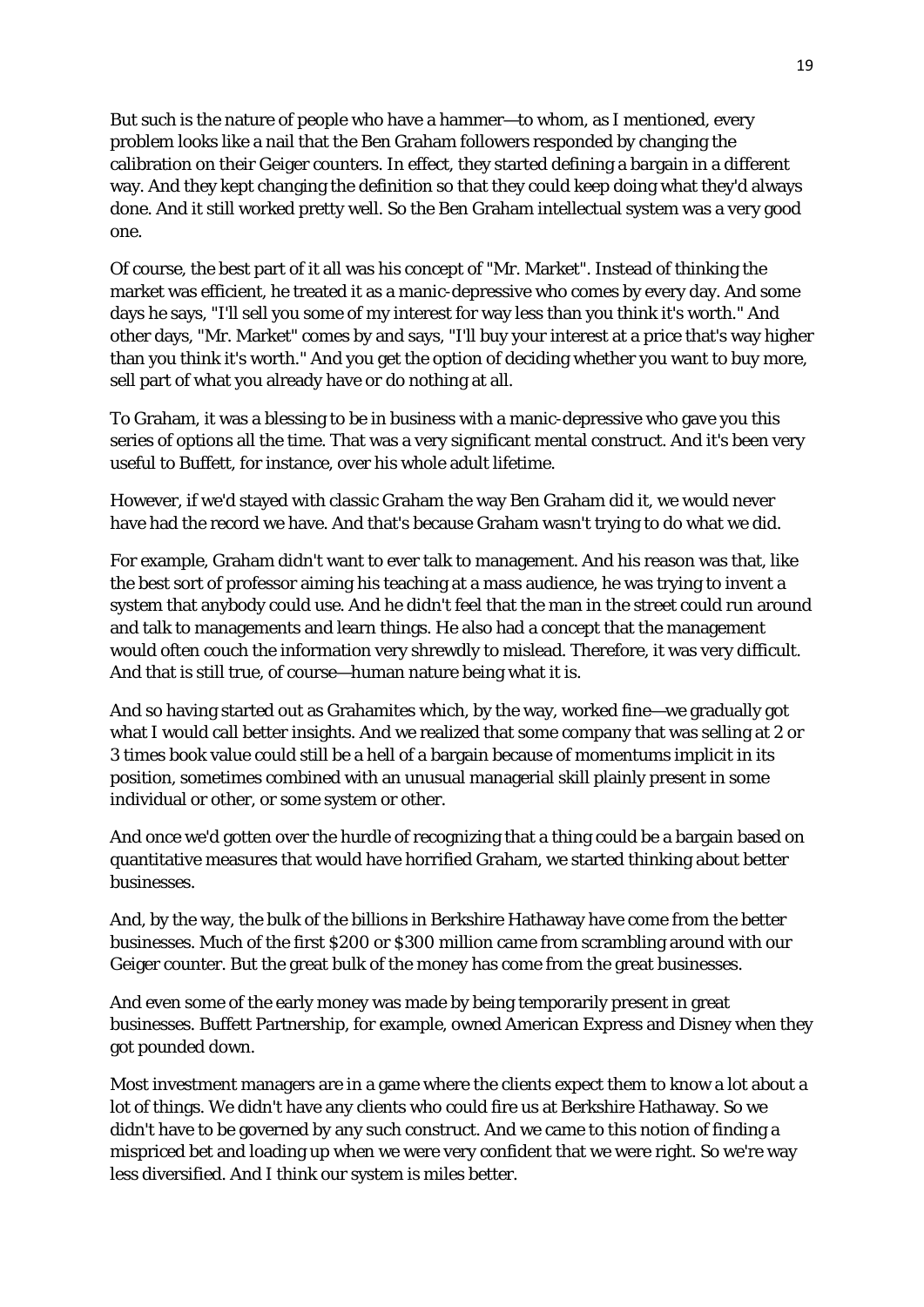But such is the nature of people who have a hammer—to whom, as I mentioned, every problem looks like a nail that the Ben Graham followers responded by changing the calibration on their Geiger counters. In effect, they started defining a bargain in a different way. And they kept changing the definition so that they could keep doing what they'd always done. And it still worked pretty well. So the Ben Graham intellectual system was a very good one.

Of course, the best part of it all was his concept of "Mr. Market". Instead of thinking the market was efficient, he treated it as a manic-depressive who comes by every day. And some days he says, "I'll sell you some of my interest for way less than you think it's worth." And other days, "Mr. Market" comes by and says, "I'll buy your interest at a price that's way higher than you think it's worth." And you get the option of deciding whether you want to buy more, sell part of what you already have or do nothing at all.

To Graham, it was a blessing to be in business with a manic-depressive who gave you this series of options all the time. That was a very significant mental construct. And it's been very useful to Buffett, for instance, over his whole adult lifetime.

However, if we'd stayed with classic Graham the way Ben Graham did it, we would never have had the record we have. And that's because Graham wasn't trying to do what we did.

For example, Graham didn't want to ever talk to management. And his reason was that, like the best sort of professor aiming his teaching at a mass audience, he was trying to invent a system that anybody could use. And he didn't feel that the man in the street could run around and talk to managements and learn things. He also had a concept that the management would often couch the information very shrewdly to mislead. Therefore, it was very difficult. And that is still true, of course—human nature being what it is.

And so having started out as Grahamites which, by the way, worked fine—we gradually got what I would call better insights. And we realized that some company that was selling at 2 or 3 times book value could still be a hell of a bargain because of momentums implicit in its position, sometimes combined with an unusual managerial skill plainly present in some individual or other, or some system or other.

And once we'd gotten over the hurdle of recognizing that a thing could be a bargain based on quantitative measures that would have horrified Graham, we started thinking about better businesses.

And, by the way, the bulk of the billions in Berkshire Hathaway have come from the better businesses. Much of the first $200 or $300 million came from scrambling around with our Geiger counter. But the great bulk of the money has come from the great businesses.

And even some of the early money was made by being temporarily present in great businesses. Buffett Partnership, for example, owned American Express and Disney when they got pounded down.

Most investment managers are in a game where the clients expect them to know a lot about a lot of things. We didn't have any clients who could fire us at Berkshire Hathaway. So we didn't have to be governed by any such construct. And we came to this notion of finding a mispriced bet and loading up when we were very confident that we were right. So we're way less diversified. And I think our system is miles better.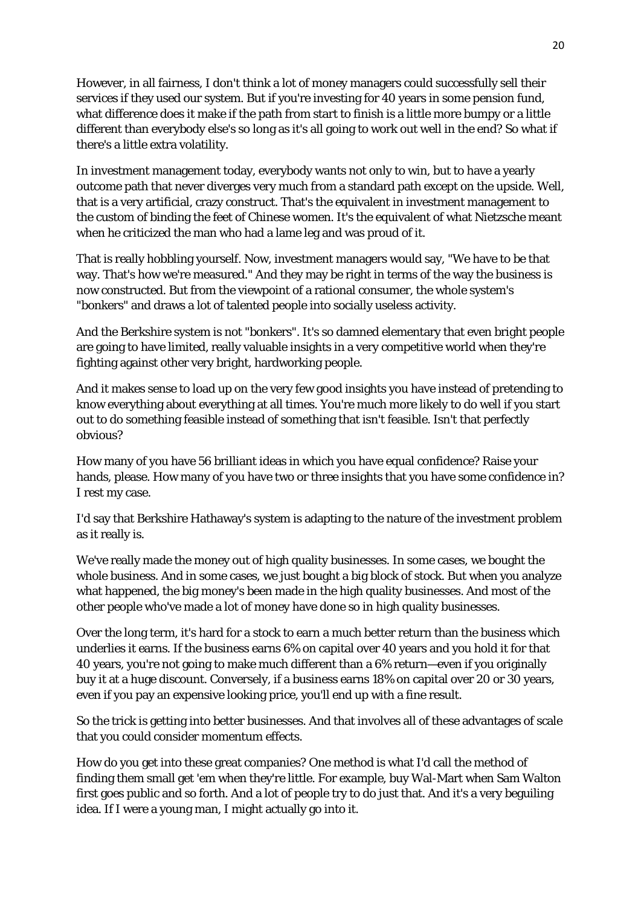However, in all fairness, I don't think a lot of money managers could successfully sell their services if they used our system. But if you're investing for 40 years in some pension fund, what difference does it make if the path from start to finish is a little more bumpy or a little different than everybody else's so long as it's all going to work out well in the end? So what if there's a little extra volatility.

In investment management today, everybody wants not only to win, but to have a yearly outcome path that never diverges very much from a standard path except on the upside. Well, that is a very artificial, crazy construct. That's the equivalent in investment management to the custom of binding the feet of Chinese women. It's the equivalent of what Nietzsche meant when he criticized the man who had a lame leg and was proud of it.

That is really hobbling yourself. Now, investment managers would say, "We have to be that way. That's how we're measured." And they may be right in terms of the way the business is now constructed. But from the viewpoint of a rational consumer, the whole system's "bonkers" and draws a lot of talented people into socially useless activity.

And the Berkshire system is not "bonkers". It's so damned elementary that even bright people are going to have limited, really valuable insights in a very competitive world when they're fighting against other very bright, hardworking people.

And it makes sense to load up on the very few good insights you have instead of pretending to know everything about everything at all times. You're much more likely to do well if you start out to do something feasible instead of something that isn't feasible. Isn't that perfectly obvious?

How many of you have 56 brilliant ideas in which you have equal confidence? Raise your hands, please. How many of you have two or three insights that you have some confidence in? I rest my case.

I'd say that Berkshire Hathaway's system is adapting to the nature of the investment problem as it really is.

We've really made the money out of high quality businesses. In some cases, we bought the whole business. And in some cases, we just bought a big block of stock. But when you analyze what happened, the big money's been made in the high quality businesses. And most of the other people who've made a lot of money have done so in high quality businesses.

Over the long term, it's hard for a stock to earn a much better return than the business which underlies it earns. If the business earns 6% on capital over 40 years and you hold it for that 40 years, you're not going to make much different than a 6% return—even if you originally buy it at a huge discount. Conversely, if a business earns 18% on capital over 20 or 30 years, even if you pay an expensive looking price, you'll end up with a fine result.

So the trick is getting into better businesses. And that involves all of these advantages of scale that you could consider momentum effects.

How do you get into these great companies? One method is what I'd call the method of finding them small get 'em when they're little. For example, buy Wal-Mart when Sam Walton first goes public and so forth. And a lot of people try to do just that. And it's a very beguiling idea. If I were a young man, I might actually go into it.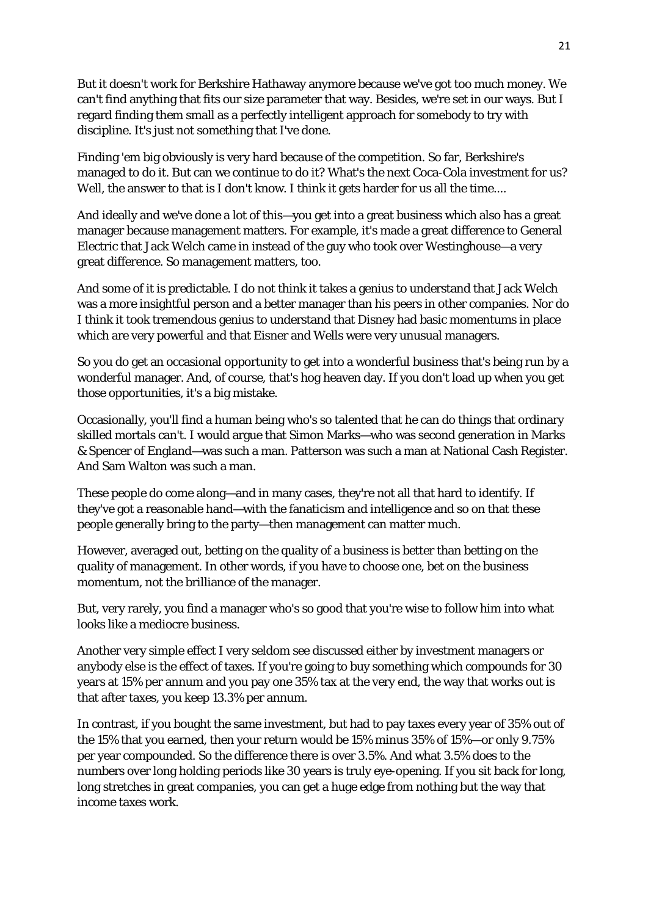But it doesn't work for Berkshire Hathaway anymore because we've got too much money. We can't find anything that fits our size parameter that way. Besides, we're set in our ways. But I regard finding them small as a perfectly intelligent approach for somebody to try with discipline. It's just not something that I've done.

Finding 'em big obviously is very hard because of the competition. So far, Berkshire's managed to do it. But can we continue to do it? What's the next Coca-Cola investment for us? Well, the answer to that is I don't know. I think it gets harder for us all the time....

And ideally and we've done a lot of this—you get into a great business which also has a great manager because management matters. For example, it's made a great difference to General Electric that Jack Welch came in instead of the guy who took over Westinghouse—a very great difference. So management matters, too.

And some of it is predictable. I do not think it takes a genius to understand that Jack Welch was a more insightful person and a better manager than his peers in other companies. Nor do I think it took tremendous genius to understand that Disney had basic momentums in place which are very powerful and that Eisner and Wells were very unusual managers.

So you do get an occasional opportunity to get into a wonderful business that's being run by a wonderful manager. And, of course, that's hog heaven day. If you don't load up when you get those opportunities, it's a big mistake.

Occasionally, you'll find a human being who's so talented that he can do things that ordinary skilled mortals can't. I would argue that Simon Marks—who was second generation in Marks & Spencer of England—was such a man. Patterson was such a man at National Cash Register. And Sam Walton was such a man.

These people do come along—and in many cases, they're not all that hard to identify. If they've got a reasonable hand—with the fanaticism and intelligence and so on that these people generally bring to the party—then management can matter much.

However, averaged out, betting on the quality of a business is better than betting on the quality of management. In other words, if you have to choose one, bet on the business momentum, not the brilliance of the manager.

But, very rarely, you find a manager who's so good that you're wise to follow him into what looks like a mediocre business.

Another very simple effect I very seldom see discussed either by investment managers or anybody else is the effect of taxes. If you're going to buy something which compounds for 30 years at 15% per annum and you pay one 35% tax at the very end, the way that works out is that after taxes, you keep 13.3% per annum.

In contrast, if you bought the same investment, but had to pay taxes every year of 35% out of the 15% that you earned, then your return would be 15% minus 35% of 15%—or only 9.75% per year compounded. So the difference there is over 3.5%. And what 3.5% does to the numbers over long holding periods like 30 years is truly eye-opening. If you sit back for long, long stretches in great companies, you can get a huge edge from nothing but the way that income taxes work.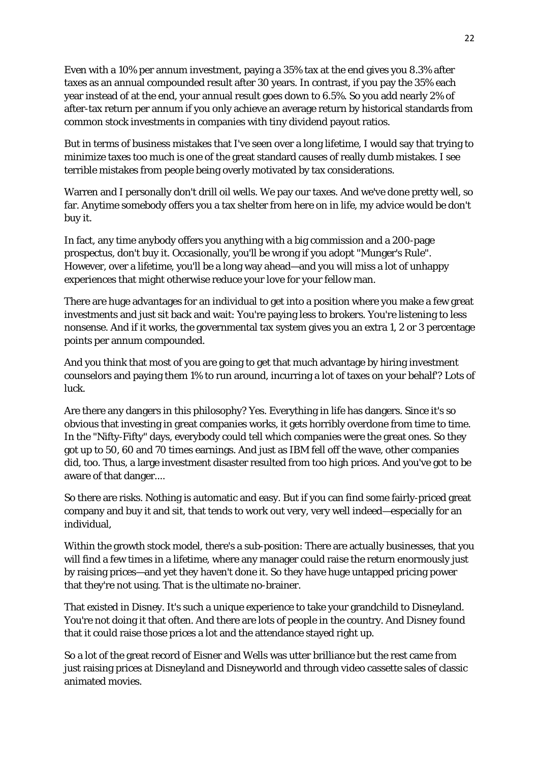Even with a 10% per annum investment, paying a 35% tax at the end gives you 8.3% after taxes as an annual compounded result after 30 years. In contrast, if you pay the 35% each year instead of at the end, your annual result goes down to 6.5%. So you add nearly 2% of after-tax return per annum if you only achieve an average return by historical standards from common stock investments in companies with tiny dividend payout ratios.

But in terms of business mistakes that I've seen over a long lifetime, I would say that trying to minimize taxes too much is one of the great standard causes of really dumb mistakes. I see terrible mistakes from people being overly motivated by tax considerations.

Warren and I personally don't drill oil wells. We pay our taxes. And we've done pretty well, so far. Anytime somebody offers you a tax shelter from here on in life, my advice would be don't buy it.

In fact, any time anybody offers you anything with a big commission and a 200-page prospectus, don't buy it. Occasionally, you'll be wrong if you adopt "Munger's Rule". However, over a lifetime, you'll be a long way ahead—and you will miss a lot of unhappy experiences that might otherwise reduce your love for your fellow man.

There are huge advantages for an individual to get into a position where you make a few great investments and just sit back and wait: You're paying less to brokers. You're listening to less nonsense. And if it works, the governmental tax system gives you an extra 1, 2 or 3 percentage points per annum compounded.

And you think that most of you are going to get that much advantage by hiring investment counselors and paying them 1% to run around, incurring a lot of taxes on your behalf'? Lots of luck.

Are there any dangers in this philosophy? Yes. Everything in life has dangers. Since it's so obvious that investing in great companies works, it gets horribly overdone from time to time. In the "Nifty-Fifty" days, everybody could tell which companies were the great ones. So they got up to 50, 60 and 70 times earnings. And just as IBM fell off the wave, other companies did, too. Thus, a large investment disaster resulted from too high prices. And you've got to be aware of that danger....

So there are risks. Nothing is automatic and easy. But if you can find some fairly-priced great company and buy it and sit, that tends to work out very, very well indeed—especially for an individual,

Within the growth stock model, there's a sub-position: There are actually businesses, that you will find a few times in a lifetime, where any manager could raise the return enormously just by raising prices—and yet they haven't done it. So they have huge untapped pricing power that they're not using. That is the ultimate no-brainer.

That existed in Disney. It's such a unique experience to take your grandchild to Disneyland. You're not doing it that often. And there are lots of people in the country. And Disney found that it could raise those prices a lot and the attendance stayed right up.

So a lot of the great record of Eisner and Wells was utter brilliance but the rest came from just raising prices at Disneyland and Disneyworld and through video cassette sales of classic animated movies.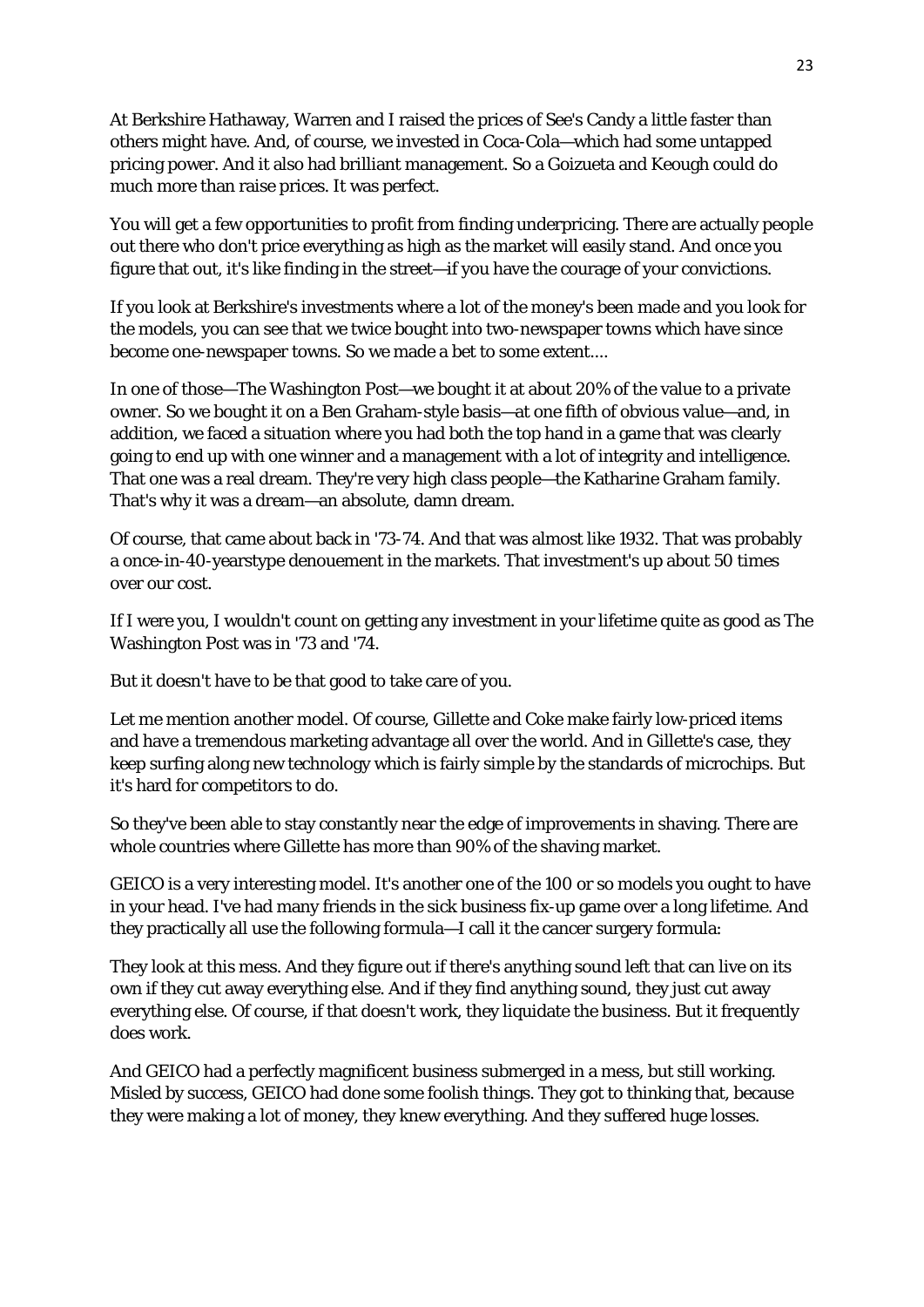At Berkshire Hathaway, Warren and I raised the prices of See's Candy a little faster than others might have. And, of course, we invested in Coca-Cola—which had some untapped pricing power. And it also had brilliant management. So a Goizueta and Keough could do much more than raise prices. It was perfect.

You will get a few opportunities to profit from finding underpricing. There are actually people out there who don't price everything as high as the market will easily stand. And once you figure that out, it's like finding in the street—if you have the courage of your convictions.

If you look at Berkshire's investments where a lot of the money's been made and you look for the models, you can see that we twice bought into two-newspaper towns which have since become one-newspaper towns. So we made a bet to some extent....

In one of those—The Washington Post—we bought it at about 20% of the value to a private owner. So we bought it on a Ben Graham-style basis—at one fifth of obvious value—and, in addition, we faced a situation where you had both the top hand in a game that was clearly going to end up with one winner and a management with a lot of integrity and intelligence. That one was a real dream. They're very high class people—the Katharine Graham family. That's why it was a dream—an absolute, damn dream.

Of course, that came about back in '73-74. And that was almost like 1932. That was probably a once-in-40-yearstype denouement in the markets. That investment's up about 50 times over our cost.

If I were you, I wouldn't count on getting any investment in your lifetime quite as good as The Washington Post was in '73 and '74.

But it doesn't have to be that good to take care of you.

Let me mention another model. Of course, Gillette and Coke make fairly low-priced items and have a tremendous marketing advantage all over the world. And in Gillette's case, they keep surfing along new technology which is fairly simple by the standards of microchips. But it's hard for competitors to do.

So they've been able to stay constantly near the edge of improvements in shaving. There are whole countries where Gillette has more than 90% of the shaving market.

GEICO is a very interesting model. It's another one of the 100 or so models you ought to have in your head. I've had many friends in the sick business fix-up game over a long lifetime. And they practically all use the following formula—I call it the cancer surgery formula:

They look at this mess. And they figure out if there's anything sound left that can live on its own if they cut away everything else. And if they find anything sound, they just cut away everything else. Of course, if that doesn't work, they liquidate the business. But it frequently does work.

And GEICO had a perfectly magnificent business submerged in a mess, but still working. Misled by success, GEICO had done some foolish things. They got to thinking that, because they were making a lot of money, they knew everything. And they suffered huge losses.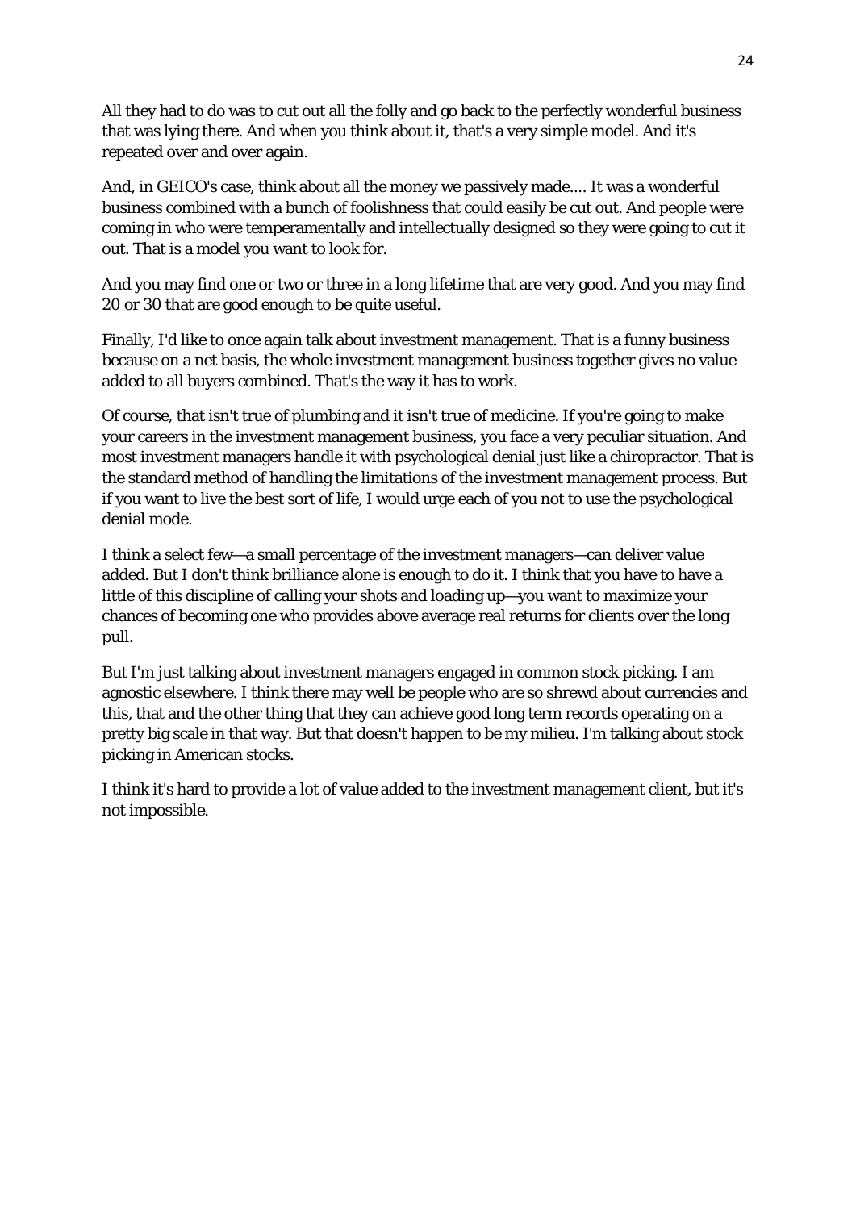All they had to do was to cut out all the folly and go back to the perfectly wonderful business that was lying there. And when you think about it, that's a very simple model. And it's repeated over and over again.

And, in GEICO's case, think about all the money we passively made.... It was a wonderful business combined with a bunch of foolishness that could easily be cut out. And people were coming in who were temperamentally and intellectually designed so they were going to cut it out. That is a model you want to look for.

And you may find one or two or three in a long lifetime that are very good. And you may find 20 or 30 that are good enough to be quite useful.

Finally, I'd like to once again talk about investment management. That is a funny business because on a net basis, the whole investment management business together gives no value added to all buyers combined. That's the way it has to work.

Of course, that isn't true of plumbing and it isn't true of medicine. If you're going to make your careers in the investment management business, you face a very peculiar situation. And most investment managers handle it with psychological denial just like a chiropractor. That is the standard method of handling the limitations of the investment management process. But if you want to live the best sort of life, I would urge each of you not to use the psychological denial mode.

I think a select few—a small percentage of the investment managers—can deliver value added. But I don't think brilliance alone is enough to do it. I think that you have to have a little of this discipline of calling your shots and loading up—you want to maximize your chances of becoming one who provides above average real returns for clients over the long pull.

But I'm just talking about investment managers engaged in common stock picking. I am agnostic elsewhere. I think there may well be people who are so shrewd about currencies and this, that and the other thing that they can achieve good long term records operating on a pretty big scale in that way. But that doesn't happen to be my milieu. I'm talking about stock picking in American stocks.

I think it's hard to provide a lot of value added to the investment management client, but it's not impossible.